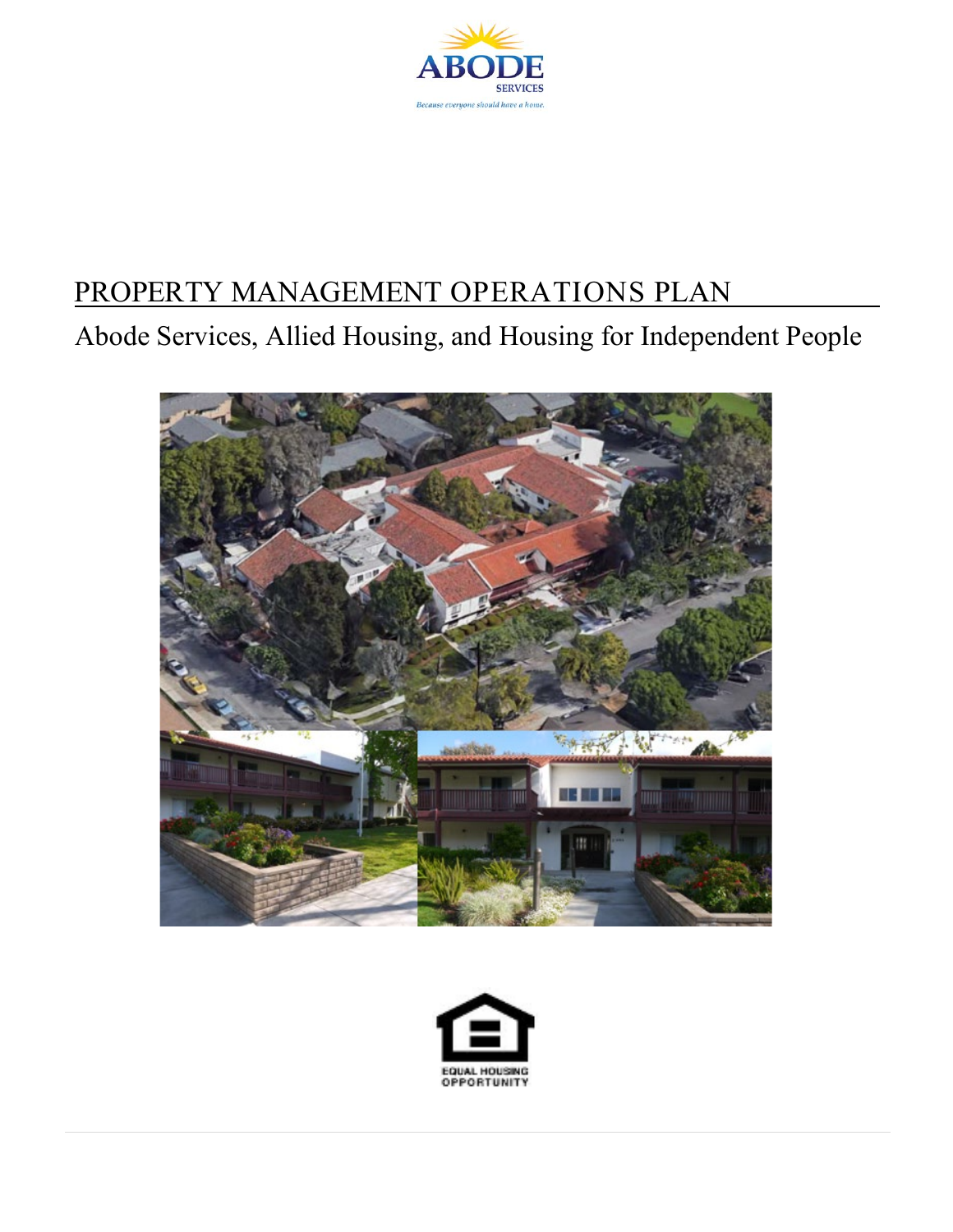ABODE SERVICES

*Because everyone should have a home.*

# PROPERTY MANAGEMENT OPERATIONS PLAN

## Abode Services, Allied Housing, and Housing for Independent People

EQUAL HOUSING OPPORTUNITY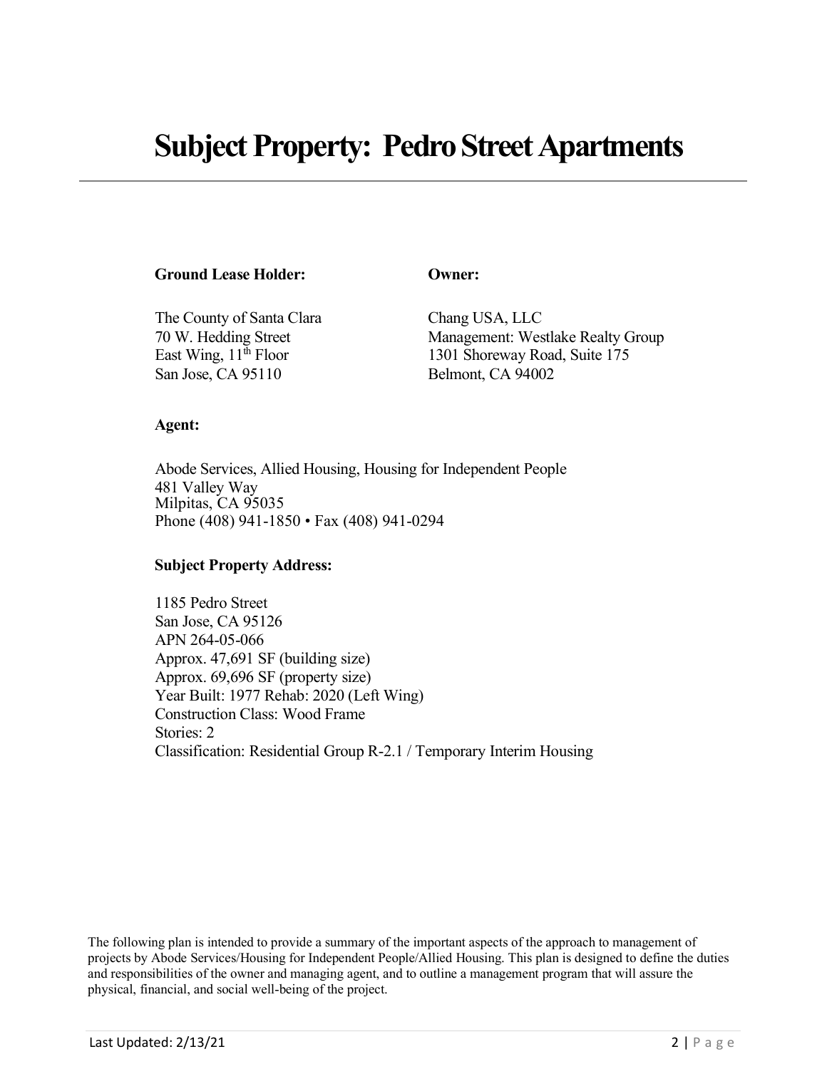# Subject Property: Pedro Street Apartments

**Ground Lease Holder:**

The County of Santa Clara
70 W. Hedding Street
East Wing, 11th Floor
San Jose, CA 95110

**Owner:**

Chang USA, LLC
Management: Westlake Realty Group
1301 Shoreway Road, Suite 175
Belmont, CA 94002

**Agent:**

Abode Services, Allied Housing, Housing for Independent People
481 Valley Way
Milpitas, CA 95035
Phone (408) 941-1850 • Fax (408) 941-0294

**Subject Property Address:**

1185 Pedro Street
San Jose, CA 95126
APN 264-05-066
Approx. 47,691 SF (building size)
Approx. 69,696 SF (property size)
Year Built: 1977 Rehab: 2020 (Left Wing)
Construction Class: Wood Frame
Stories: 2
Classification: Residential Group R-2.1 / Temporary Interim Housing

The following plan is intended to provide a summary of the important aspects of the approach to management of projects by Abode Services/Housing for Independent People/Allied Housing. This plan is designed to define the duties and responsibilities of the owner and managing agent, and to outline a management program that will assure the physical, financial, and social well-being of the project.

Last Updated: 2/13/21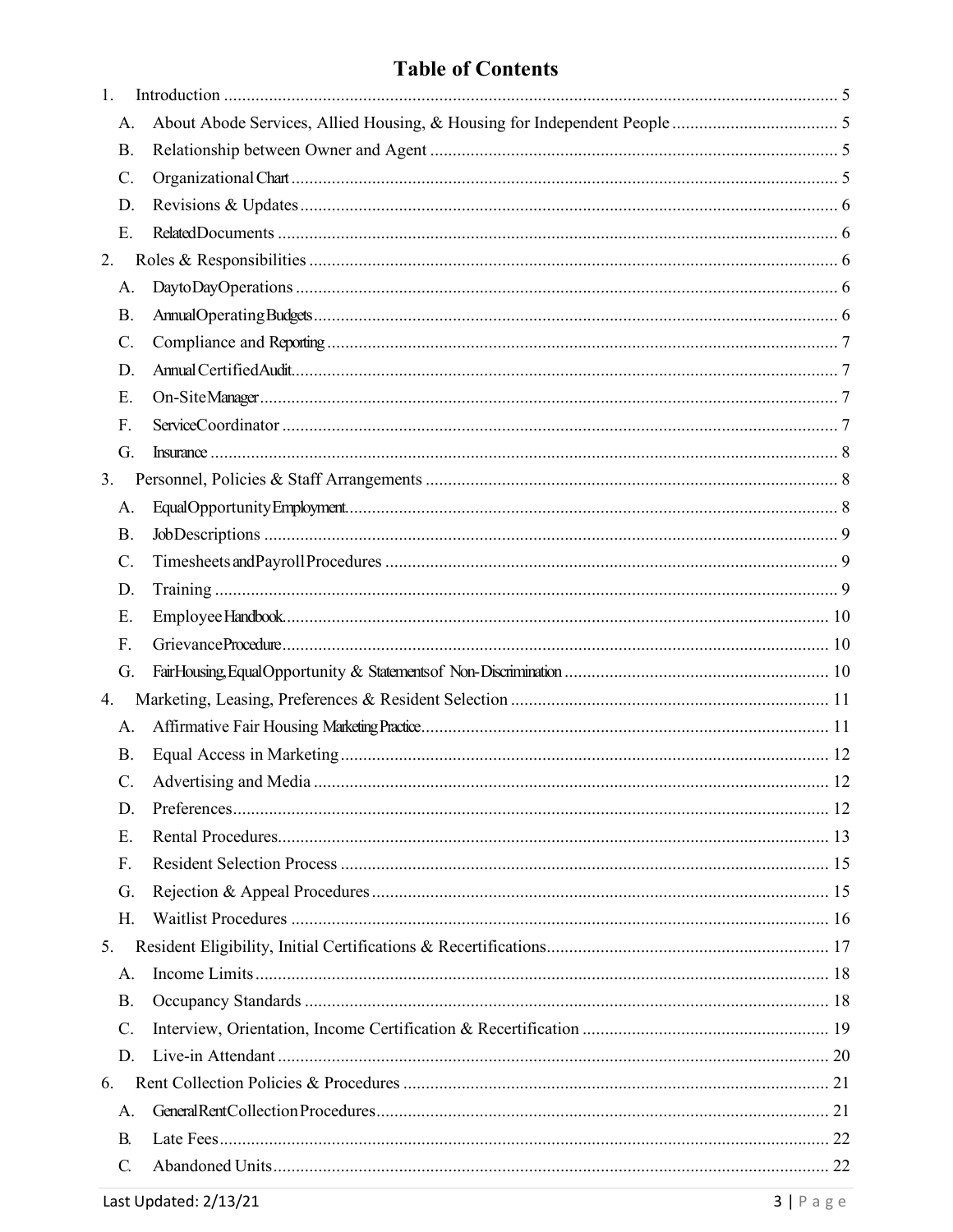# Table of Contents

1. Introduction ........................................................................................................................ 5
   - A. About Abode Services, Allied Housing, & Housing for Independent People ..................................... 5
   - B. Relationship between Owner and Agent .......................................................................... 5
   - C. Organizational Chart ......................................................................................................... 5
   - D. Revisions & Updates ....................................................................................................... 6
   - E. Related Documents ............................................................................................................ 6
2. Roles & Responsibilities ...................................................................................................... 6
   - A. Day to Day Operations ........................................................................................................ 6
   - B. Annual Operating Budgets .................................................................................................... 6
   - C. Compliance and Reporting ................................................................................................. 7
   - D. Annual Certified Audit ......................................................................................................... 7
   - E. On-Site Manager ................................................................................................................ 7
   - F. Service Coordinator ........................................................................................................... 7
   - G. Insurance ........................................................................................................................... 8
3. Personnel, Policies & Staff Arrangements ............................................................................ 8
   - A. Equal Opportunity Employment ............................................................................................ 8
   - B. Job Descriptions ............................................................................................................... 9
   - C. Timesheets and Payroll Procedures .................................................................................... 9
   - D. Training .......................................................................................................................... 9
   - E. Employee Handbook ......................................................................................................... 10
   - F. Grievance Procedure ......................................................................................................... 10
   - G. Fair Housing, Equal Opportunity & Statements of Non-Discrimination .......................................................... 10
4. Marketing, Leasing, Preferences & Resident Selection ...................................................... 11
   - A. Affirmative Fair Housing Marketing Practice .......................................................................... 11
   - B. Equal Access in Marketing ............................................................................................ 12
   - C. Advertising and Media .................................................................................................. 12
   - D. Preferences .................................................................................................................... 12
   - E. Rental Procedures .......................................................................................................... 13
   - F. Resident Selection Process ............................................................................................ 15
   - G. Rejection & Appeal Procedures ..................................................................................... 15
   - H. Waitlist Procedures ....................................................................................................... 16
5. Resident Eligibility, Initial Certifications & Recertifications ............................................................... 17
   - A. Income Limits ............................................................................................................... 18
   - B. Occupancy Standards .................................................................................................... 18
   - C. Interview, Orientation, Income Certification & Recertification ....................................................... 19
   - D. Live-in Attendant .......................................................................................................... 20
6. Rent Collection Policies & Procedures .............................................................................. 21
   - A. General Rent Collection Procedures ..................................................................................... 21
   - B. Late Fees ....................................................................................................................... 22
   - C. Abandoned Units ............................................................................................................ 22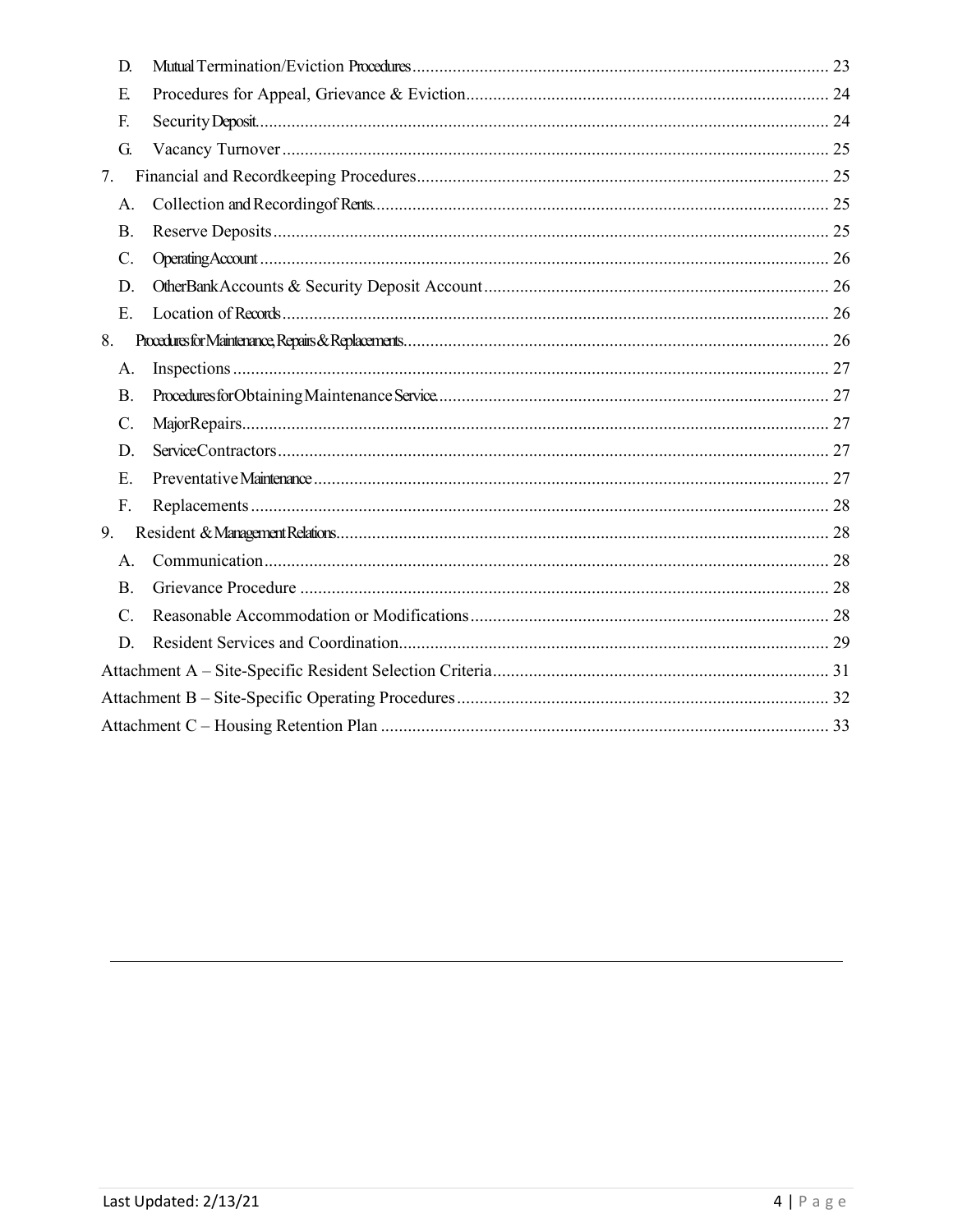D. Mutual Termination/Eviction Procedures ..... 23

E. Procedures for Appeal, Grievance & Eviction ..... 24

F. Security Deposit ..... 24

G. Vacancy Turnover ..... 25

7. Financial and Recordkeeping Procedures ..... 25

A. Collection and Recording of Rents ..... 25

B. Reserve Deposits ..... 25

C. Operating Account ..... 26

D. Other Bank Accounts & Security Deposit Account ..... 26

E. Location of Records ..... 26

8. Procedures for Maintenance, Repairs & Replacements ..... 26

A. Inspections ..... 27

B. Procedures for Obtaining Maintenance Service ..... 27

C. Major Repairs ..... 27

D. Service Contractors ..... 27

E. Preventative Maintenance ..... 27

F. Replacements ..... 28

9. Resident & Management Relations ..... 28

A. Communication ..... 28

B. Grievance Procedure ..... 28

C. Reasonable Accommodation or Modifications ..... 28

D. Resident Services and Coordination ..... 29

Attachment A – Site-Specific Resident Selection Criteria ..... 31

Attachment B – Site-Specific Operating Procedures ..... 32

Attachment C – Housing Retention Plan ..... 33

Last Updated: 2/13/21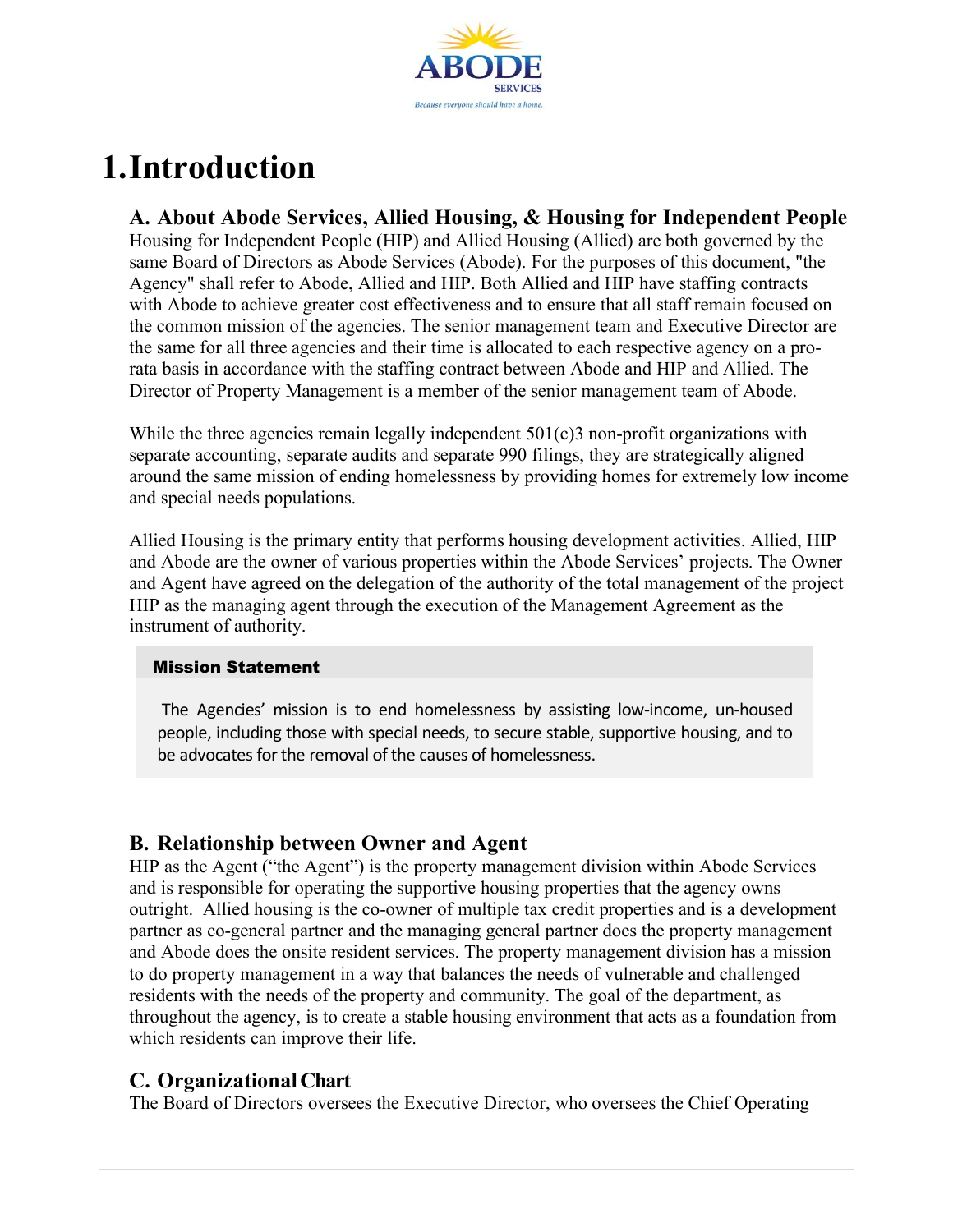# 1. Introduction

## A. About Abode Services, Allied Housing, & Housing for Independent People

Housing for Independent People (HIP) and Allied Housing (Allied) are both governed by the same Board of Directors as Abode Services (Abode). For the purposes of this document, "the Agency" shall refer to Abode, Allied and HIP. Both Allied and HIP have staffing contracts with Abode to achieve greater cost effectiveness and to ensure that all staff remain focused on the common mission of the agencies. The senior management team and Executive Director are the same for all three agencies and their time is allocated to each respective agency on a pro-rata basis in accordance with the staffing contract between Abode and HIP and Allied. The Director of Property Management is a member of the senior management team of Abode.

While the three agencies remain legally independent 501(c)3 non-profit organizations with separate accounting, separate audits and separate 990 filings, they are strategically aligned around the same mission of ending homelessness by providing homes for extremely low income and special needs populations.

Allied Housing is the primary entity that performs housing development activities. Allied, HIP and Abode are the owner of various properties within the Abode Services' projects. The Owner and Agent have agreed on the delegation of the authority of the total management of the project HIP as the managing agent through the execution of the Management Agreement as the instrument of authority.

**Mission Statement**

The Agencies' mission is to end homelessness by assisting low-income, un-housed people, including those with special needs, to secure stable, supportive housing, and to be advocates for the removal of the causes of homelessness.

## B. Relationship between Owner and Agent

HIP as the Agent ("the Agent") is the property management division within Abode Services and is responsible for operating the supportive housing properties that the agency owns outright. Allied housing is the co-owner of multiple tax credit properties and is a development partner as co-general partner and the managing general partner does the property management and Abode does the onsite resident services. The property management division has a mission to do property management in a way that balances the needs of vulnerable and challenged residents with the needs of the property and community. The goal of the department, as throughout the agency, is to create a stable housing environment that acts as a foundation from which residents can improve their life.

## C. Organizational Chart

The Board of Directors oversees the Executive Director, who oversees the Chief Operating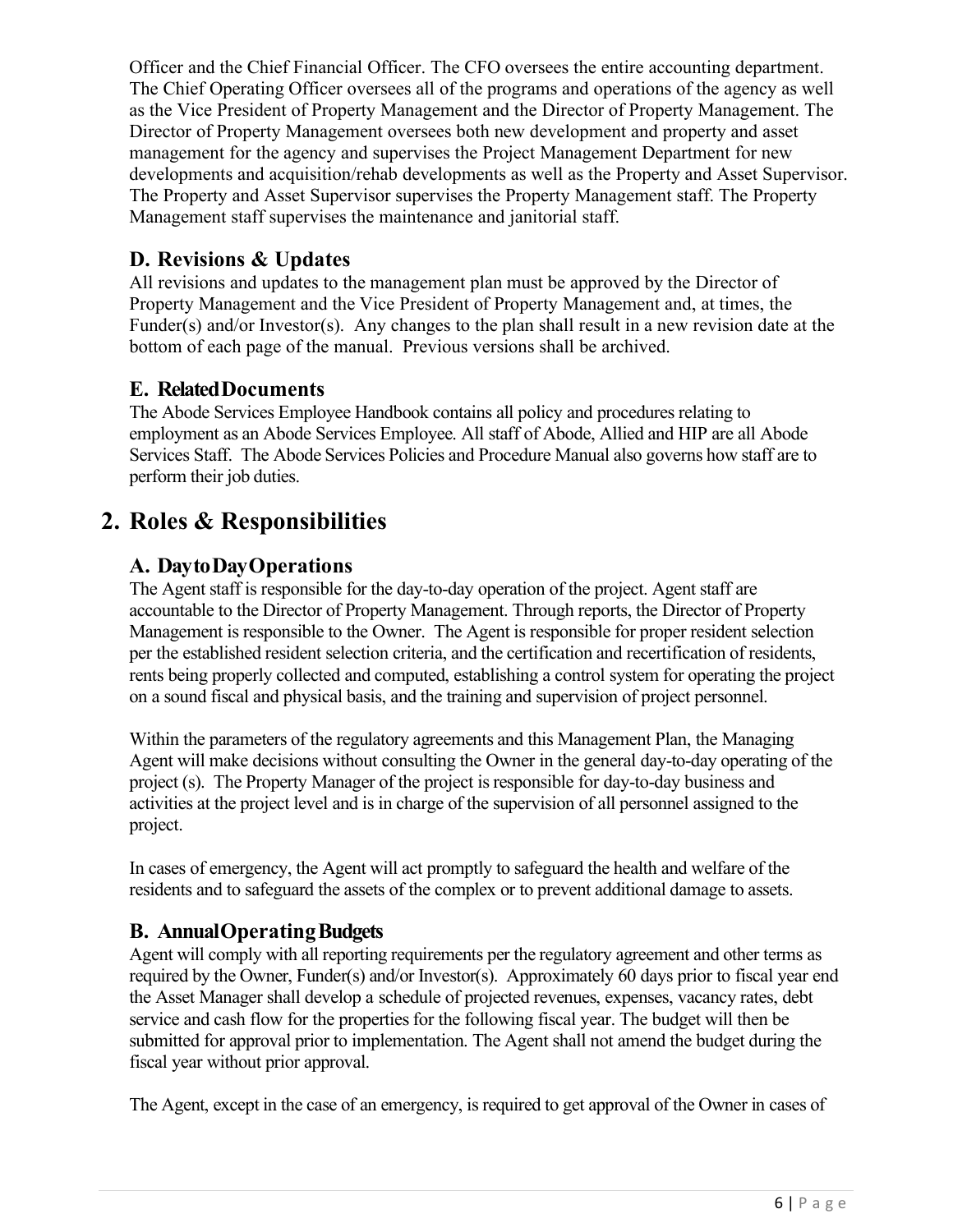Officer and the Chief Financial Officer. The CFO oversees the entire accounting department. The Chief Operating Officer oversees all of the programs and operations of the agency as well as the Vice President of Property Management and the Director of Property Management. The Director of Property Management oversees both new development and property and asset management for the agency and supervises the Project Management Department for new developments and acquisition/rehab developments as well as the Property and Asset Supervisor. The Property and Asset Supervisor supervises the Property Management staff. The Property Management staff supervises the maintenance and janitorial staff.

### D. Revisions & Updates

All revisions and updates to the management plan must be approved by the Director of Property Management and the Vice President of Property Management and, at times, the Funder(s) and/or Investor(s). Any changes to the plan shall result in a new revision date at the bottom of each page of the manual. Previous versions shall be archived.

### E. Related Documents

The Abode Services Employee Handbook contains all policy and procedures relating to employment as an Abode Services Employee. All staff of Abode, Allied and HIP are all Abode Services Staff. The Abode Services Policies and Procedure Manual also governs how staff are to perform their job duties.

## 2. Roles & Responsibilities

### A. Day to Day Operations

The Agent staff is responsible for the day-to-day operation of the project. Agent staff are accountable to the Director of Property Management. Through reports, the Director of Property Management is responsible to the Owner. The Agent is responsible for proper resident selection per the established resident selection criteria, and the certification and recertification of residents, rents being properly collected and computed, establishing a control system for operating the project on a sound fiscal and physical basis, and the training and supervision of project personnel.

Within the parameters of the regulatory agreements and this Management Plan, the Managing Agent will make decisions without consulting the Owner in the general day-to-day operating of the project (s). The Property Manager of the project is responsible for day-to-day business and activities at the project level and is in charge of the supervision of all personnel assigned to the project.

In cases of emergency, the Agent will act promptly to safeguard the health and welfare of the residents and to safeguard the assets of the complex or to prevent additional damage to assets.

### B. Annual Operating Budgets

Agent will comply with all reporting requirements per the regulatory agreement and other terms as required by the Owner, Funder(s) and/or Investor(s). Approximately 60 days prior to fiscal year end the Asset Manager shall develop a schedule of projected revenues, expenses, vacancy rates, debt service and cash flow for the properties for the following fiscal year. The budget will then be submitted for approval prior to implementation. The Agent shall not amend the budget during the fiscal year without prior approval.

The Agent, except in the case of an emergency, is required to get approval of the Owner in cases of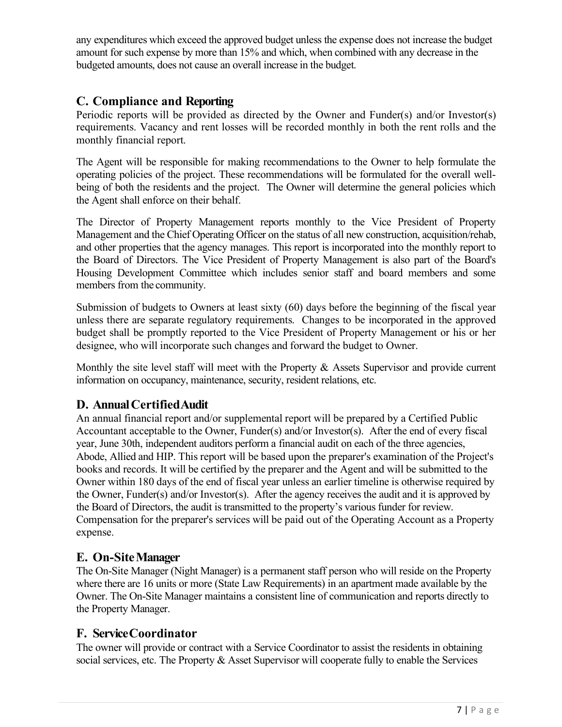any expenditures which exceed the approved budget unless the expense does not increase the budget amount for such expense by more than 15% and which, when combined with any decrease in the budgeted amounts, does not cause an overall increase in the budget.

## C. Compliance and Reporting

Periodic reports will be provided as directed by the Owner and Funder(s) and/or Investor(s) requirements. Vacancy and rent losses will be recorded monthly in both the rent rolls and the monthly financial report.

The Agent will be responsible for making recommendations to the Owner to help formulate the operating policies of the project. These recommendations will be formulated for the overall well-being of both the residents and the project. The Owner will determine the general policies which the Agent shall enforce on their behalf.

The Director of Property Management reports monthly to the Vice President of Property Management and the Chief Operating Officer on the status of all new construction, acquisition/rehab, and other properties that the agency manages. This report is incorporated into the monthly report to the Board of Directors. The Vice President of Property Management is also part of the Board's Housing Development Committee which includes senior staff and board members and some members from the community.

Submission of budgets to Owners at least sixty (60) days before the beginning of the fiscal year unless there are separate regulatory requirements. Changes to be incorporated in the approved budget shall be promptly reported to the Vice President of Property Management or his or her designee, who will incorporate such changes and forward the budget to Owner.

Monthly the site level staff will meet with the Property & Assets Supervisor and provide current information on occupancy, maintenance, security, resident relations, etc.

## D. Annual Certified Audit

An annual financial report and/or supplemental report will be prepared by a Certified Public Accountant acceptable to the Owner, Funder(s) and/or Investor(s). After the end of every fiscal year, June 30th, independent auditors perform a financial audit on each of the three agencies, Abode, Allied and HIP. This report will be based upon the preparer's examination of the Project's books and records. It will be certified by the preparer and the Agent and will be submitted to the Owner within 180 days of the end of fiscal year unless an earlier timeline is otherwise required by the Owner, Funder(s) and/or Investor(s). After the agency receives the audit and it is approved by the Board of Directors, the audit is transmitted to the property's various funder for review. Compensation for the preparer's services will be paid out of the Operating Account as a Property expense.

## E. On-Site Manager

The On-Site Manager (Night Manager) is a permanent staff person who will reside on the Property where there are 16 units or more (State Law Requirements) in an apartment made available by the Owner. The On-Site Manager maintains a consistent line of communication and reports directly to the Property Manager.

## F. Service Coordinator

The owner will provide or contract with a Service Coordinator to assist the residents in obtaining social services, etc. The Property & Asset Supervisor will cooperate fully to enable the Services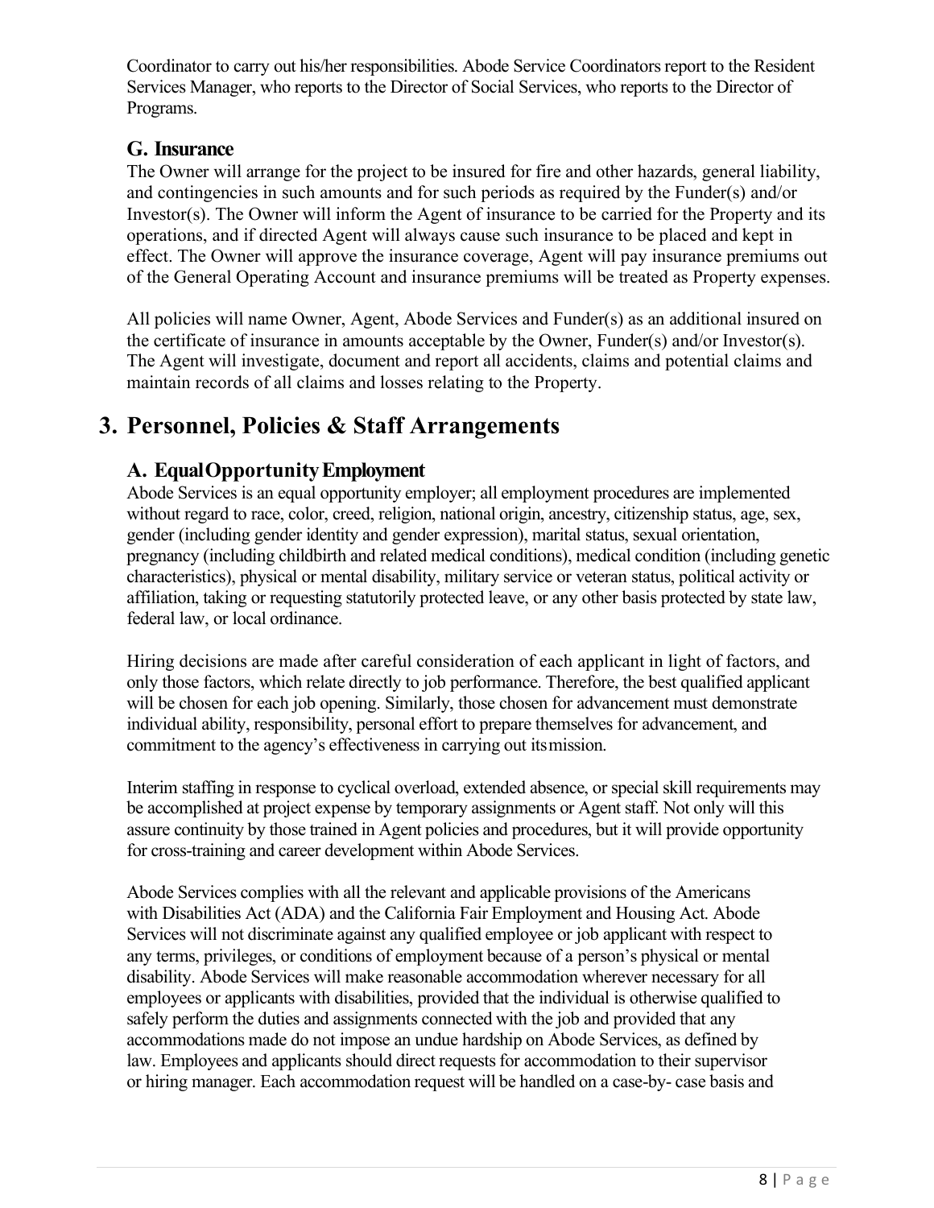Coordinator to carry out his/her responsibilities. Abode Service Coordinators report to the Resident Services Manager, who reports to the Director of Social Services, who reports to the Director of Programs.

### G. Insurance

The Owner will arrange for the project to be insured for fire and other hazards, general liability, and contingencies in such amounts and for such periods as required by the Funder(s) and/or Investor(s). The Owner will inform the Agent of insurance to be carried for the Property and its operations, and if directed Agent will always cause such insurance to be placed and kept in effect. The Owner will approve the insurance coverage, Agent will pay insurance premiums out of the General Operating Account and insurance premiums will be treated as Property expenses.

All policies will name Owner, Agent, Abode Services and Funder(s) as an additional insured on the certificate of insurance in amounts acceptable by the Owner, Funder(s) and/or Investor(s). The Agent will investigate, document and report all accidents, claims and potential claims and maintain records of all claims and losses relating to the Property.

## 3. Personnel, Policies & Staff Arrangements

### A. Equal Opportunity Employment

Abode Services is an equal opportunity employer; all employment procedures are implemented without regard to race, color, creed, religion, national origin, ancestry, citizenship status, age, sex, gender (including gender identity and gender expression), marital status, sexual orientation, pregnancy (including childbirth and related medical conditions), medical condition (including genetic characteristics), physical or mental disability, military service or veteran status, political activity or affiliation, taking or requesting statutorily protected leave, or any other basis protected by state law, federal law, or local ordinance.

Hiring decisions are made after careful consideration of each applicant in light of factors, and only those factors, which relate directly to job performance. Therefore, the best qualified applicant will be chosen for each job opening. Similarly, those chosen for advancement must demonstrate individual ability, responsibility, personal effort to prepare themselves for advancement, and commitment to the agency's effectiveness in carrying out its mission.

Interim staffing in response to cyclical overload, extended absence, or special skill requirements may be accomplished at project expense by temporary assignments or Agent staff. Not only will this assure continuity by those trained in Agent policies and procedures, but it will provide opportunity for cross-training and career development within Abode Services.

Abode Services complies with all the relevant and applicable provisions of the Americans with Disabilities Act (ADA) and the California Fair Employment and Housing Act. Abode Services will not discriminate against any qualified employee or job applicant with respect to any terms, privileges, or conditions of employment because of a person's physical or mental disability. Abode Services will make reasonable accommodation wherever necessary for all employees or applicants with disabilities, provided that the individual is otherwise qualified to safely perform the duties and assignments connected with the job and provided that any accommodations made do not impose an undue hardship on Abode Services, as defined by law. Employees and applicants should direct requests for accommodation to their supervisor or hiring manager. Each accommodation request will be handled on a case-by- case basis and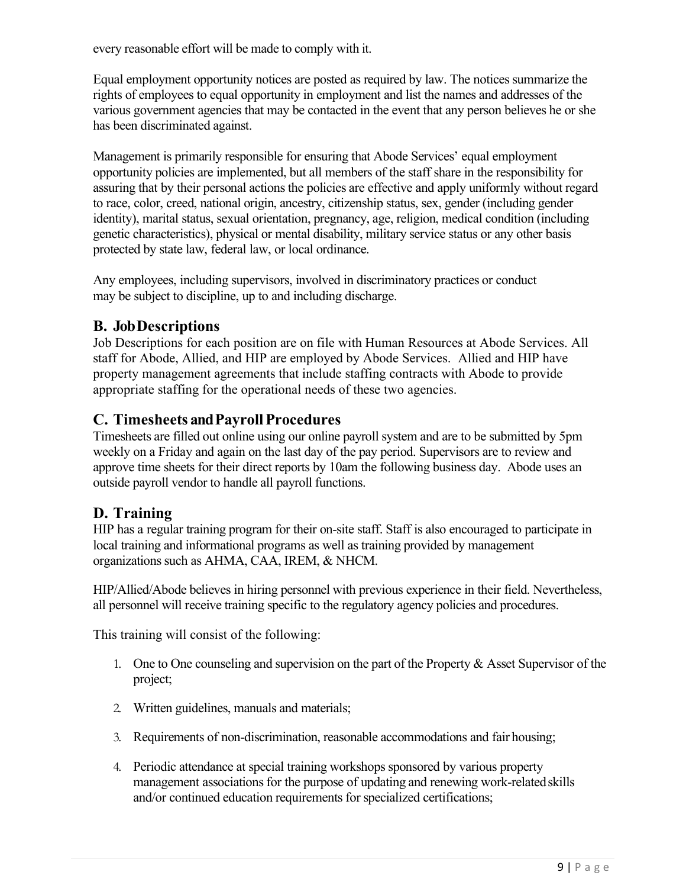every reasonable effort will be made to comply with it.

Equal employment opportunity notices are posted as required by law. The notices summarize the rights of employees to equal opportunity in employment and list the names and addresses of the various government agencies that may be contacted in the event that any person believes he or she has been discriminated against.

Management is primarily responsible for ensuring that Abode Services' equal employment opportunity policies are implemented, but all members of the staff share in the responsibility for assuring that by their personal actions the policies are effective and apply uniformly without regard to race, color, creed, national origin, ancestry, citizenship status, sex, gender (including gender identity), marital status, sexual orientation, pregnancy, age, religion, medical condition (including genetic characteristics), physical or mental disability, military service status or any other basis protected by state law, federal law, or local ordinance.

Any employees, including supervisors, involved in discriminatory practices or conduct may be subject to discipline, up to and including discharge.

## B. Job Descriptions

Job Descriptions for each position are on file with Human Resources at Abode Services. All staff for Abode, Allied, and HIP are employed by Abode Services. Allied and HIP have property management agreements that include staffing contracts with Abode to provide appropriate staffing for the operational needs of these two agencies.

## C. Timesheets and Payroll Procedures

Timesheets are filled out online using our online payroll system and are to be submitted by 5pm weekly on a Friday and again on the last day of the pay period. Supervisors are to review and approve time sheets for their direct reports by 10am the following business day. Abode uses an outside payroll vendor to handle all payroll functions.

## D. Training

HIP has a regular training program for their on-site staff. Staff is also encouraged to participate in local training and informational programs as well as training provided by management organizations such as AHMA, CAA, IREM, & NHCM.

HIP/Allied/Abode believes in hiring personnel with previous experience in their field. Nevertheless, all personnel will receive training specific to the regulatory agency policies and procedures.

This training will consist of the following:

1. One to One counseling and supervision on the part of the Property & Asset Supervisor of the project;
2. Written guidelines, manuals and materials;
3. Requirements of non-discrimination, reasonable accommodations and fair housing;
4. Periodic attendance at special training workshops sponsored by various property management associations for the purpose of updating and renewing work-related skills and/or continued education requirements for specialized certifications;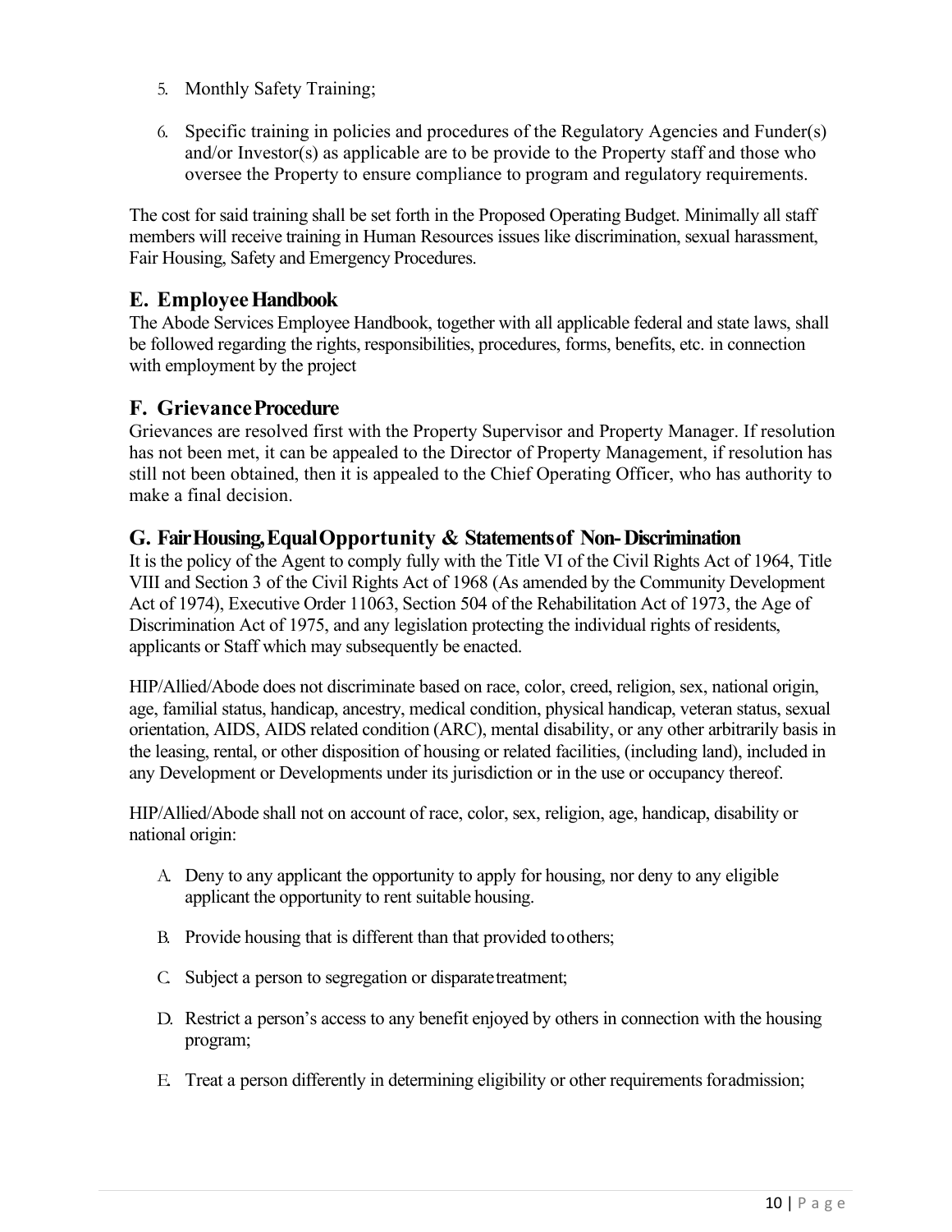5. Monthly Safety Training;

6. Specific training in policies and procedures of the Regulatory Agencies and Funder(s) and/or Investor(s) as applicable are to be provide to the Property staff and those who oversee the Property to ensure compliance to program and regulatory requirements.

The cost for said training shall be set forth in the Proposed Operating Budget. Minimally all staff members will receive training in Human Resources issues like discrimination, sexual harassment, Fair Housing, Safety and Emergency Procedures.

## E. Employee Handbook

The Abode Services Employee Handbook, together with all applicable federal and state laws, shall be followed regarding the rights, responsibilities, procedures, forms, benefits, etc. in connection with employment by the project

## F. Grievance Procedure

Grievances are resolved first with the Property Supervisor and Property Manager. If resolution has not been met, it can be appealed to the Director of Property Management, if resolution has still not been obtained, then it is appealed to the Chief Operating Officer, who has authority to make a final decision.

## G. Fair Housing, Equal Opportunity & Statements of Non- Discrimination

It is the policy of the Agent to comply fully with the Title VI of the Civil Rights Act of 1964, Title VIII and Section 3 of the Civil Rights Act of 1968 (As amended by the Community Development Act of 1974), Executive Order 11063, Section 504 of the Rehabilitation Act of 1973, the Age of Discrimination Act of 1975, and any legislation protecting the individual rights of residents, applicants or Staff which may subsequently be enacted.

HIP/Allied/Abode does not discriminate based on race, color, creed, religion, sex, national origin, age, familial status, handicap, ancestry, medical condition, physical handicap, veteran status, sexual orientation, AIDS, AIDS related condition (ARC), mental disability, or any other arbitrarily basis in the leasing, rental, or other disposition of housing or related facilities, (including land), included in any Development or Developments under its jurisdiction or in the use or occupancy thereof.

HIP/Allied/Abode shall not on account of race, color, sex, religion, age, handicap, disability or national origin:

A. Deny to any applicant the opportunity to apply for housing, nor deny to any eligible applicant the opportunity to rent suitable housing.

B. Provide housing that is different than that provided to others;

C. Subject a person to segregation or disparate treatment;

D. Restrict a person's access to any benefit enjoyed by others in connection with the housing program;

E. Treat a person differently in determining eligibility or other requirements for admission;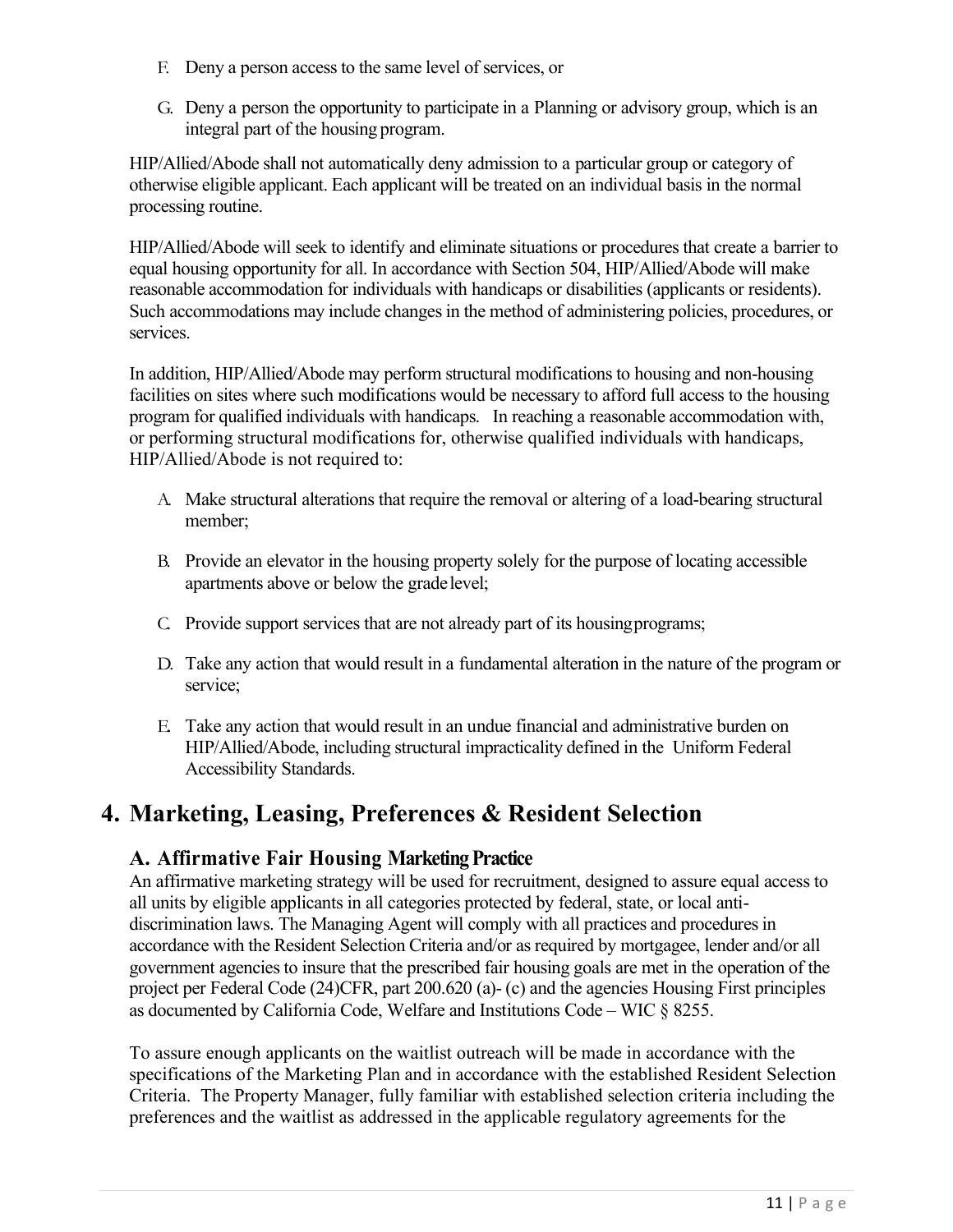F. Deny a person access to the same level of services, or

G. Deny a person the opportunity to participate in a Planning or advisory group, which is an integral part of the housing program.

HIP/Allied/Abode shall not automatically deny admission to a particular group or category of otherwise eligible applicant. Each applicant will be treated on an individual basis in the normal processing routine.

HIP/Allied/Abode will seek to identify and eliminate situations or procedures that create a barrier to equal housing opportunity for all. In accordance with Section 504, HIP/Allied/Abode will make reasonable accommodation for individuals with handicaps or disabilities (applicants or residents). Such accommodations may include changes in the method of administering policies, procedures, or services.

In addition, HIP/Allied/Abode may perform structural modifications to housing and non-housing facilities on sites where such modifications would be necessary to afford full access to the housing program for qualified individuals with handicaps. In reaching a reasonable accommodation with, or performing structural modifications for, otherwise qualified individuals with handicaps, HIP/Allied/Abode is not required to:

A. Make structural alterations that require the removal or altering of a load-bearing structural member;

B. Provide an elevator in the housing property solely for the purpose of locating accessible apartments above or below the grade level;

C. Provide support services that are not already part of its housing programs;

D. Take any action that would result in a fundamental alteration in the nature of the program or service;

E. Take any action that would result in an undue financial and administrative burden on HIP/Allied/Abode, including structural impracticality defined in the Uniform Federal Accessibility Standards.

# 4. Marketing, Leasing, Preferences & Resident Selection

## A. Affirmative Fair Housing Marketing Practice

An affirmative marketing strategy will be used for recruitment, designed to assure equal access to all units by eligible applicants in all categories protected by federal, state, or local anti-discrimination laws. The Managing Agent will comply with all practices and procedures in accordance with the Resident Selection Criteria and/or as required by mortgagee, lender and/or all government agencies to insure that the prescribed fair housing goals are met in the operation of the project per Federal Code (24)CFR, part 200.620 (a)- (c) and the agencies Housing First principles as documented by California Code, Welfare and Institutions Code – WIC § 8255.

To assure enough applicants on the waitlist outreach will be made in accordance with the specifications of the Marketing Plan and in accordance with the established Resident Selection Criteria. The Property Manager, fully familiar with established selection criteria including the preferences and the waitlist as addressed in the applicable regulatory agreements for the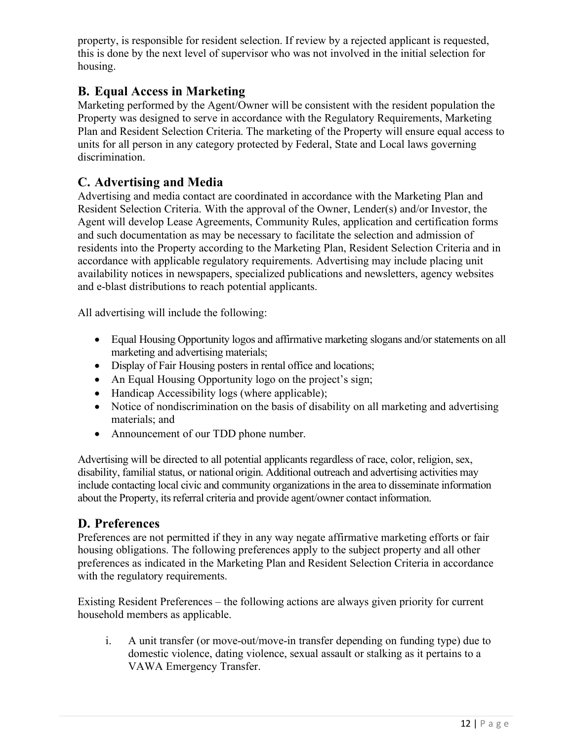property, is responsible for resident selection. If review by a rejected applicant is requested, this is done by the next level of supervisor who was not involved in the initial selection for housing.

## B. Equal Access in Marketing

Marketing performed by the Agent/Owner will be consistent with the resident population the Property was designed to serve in accordance with the Regulatory Requirements, Marketing Plan and Resident Selection Criteria. The marketing of the Property will ensure equal access to units for all person in any category protected by Federal, State and Local laws governing discrimination.

## C. Advertising and Media

Advertising and media contact are coordinated in accordance with the Marketing Plan and Resident Selection Criteria. With the approval of the Owner, Lender(s) and/or Investor, the Agent will develop Lease Agreements, Community Rules, application and certification forms and such documentation as may be necessary to facilitate the selection and admission of residents into the Property according to the Marketing Plan, Resident Selection Criteria and in accordance with applicable regulatory requirements. Advertising may include placing unit availability notices in newspapers, specialized publications and newsletters, agency websites and e-blast distributions to reach potential applicants.

All advertising will include the following:

- Equal Housing Opportunity logos and affirmative marketing slogans and/or statements on all marketing and advertising materials;
- Display of Fair Housing posters in rental office and locations;
- An Equal Housing Opportunity logo on the project's sign;
- Handicap Accessibility logs (where applicable);
- Notice of nondiscrimination on the basis of disability on all marketing and advertising materials; and
- Announcement of our TDD phone number.

Advertising will be directed to all potential applicants regardless of race, color, religion, sex, disability, familial status, or national origin. Additional outreach and advertising activities may include contacting local civic and community organizations in the area to disseminate information about the Property, its referral criteria and provide agent/owner contact information.

## D. Preferences

Preferences are not permitted if they in any way negate affirmative marketing efforts or fair housing obligations. The following preferences apply to the subject property and all other preferences as indicated in the Marketing Plan and Resident Selection Criteria in accordance with the regulatory requirements.

Existing Resident Preferences – the following actions are always given priority for current household members as applicable.

i. A unit transfer (or move-out/move-in transfer depending on funding type) due to domestic violence, dating violence, sexual assault or stalking as it pertains to a VAWA Emergency Transfer.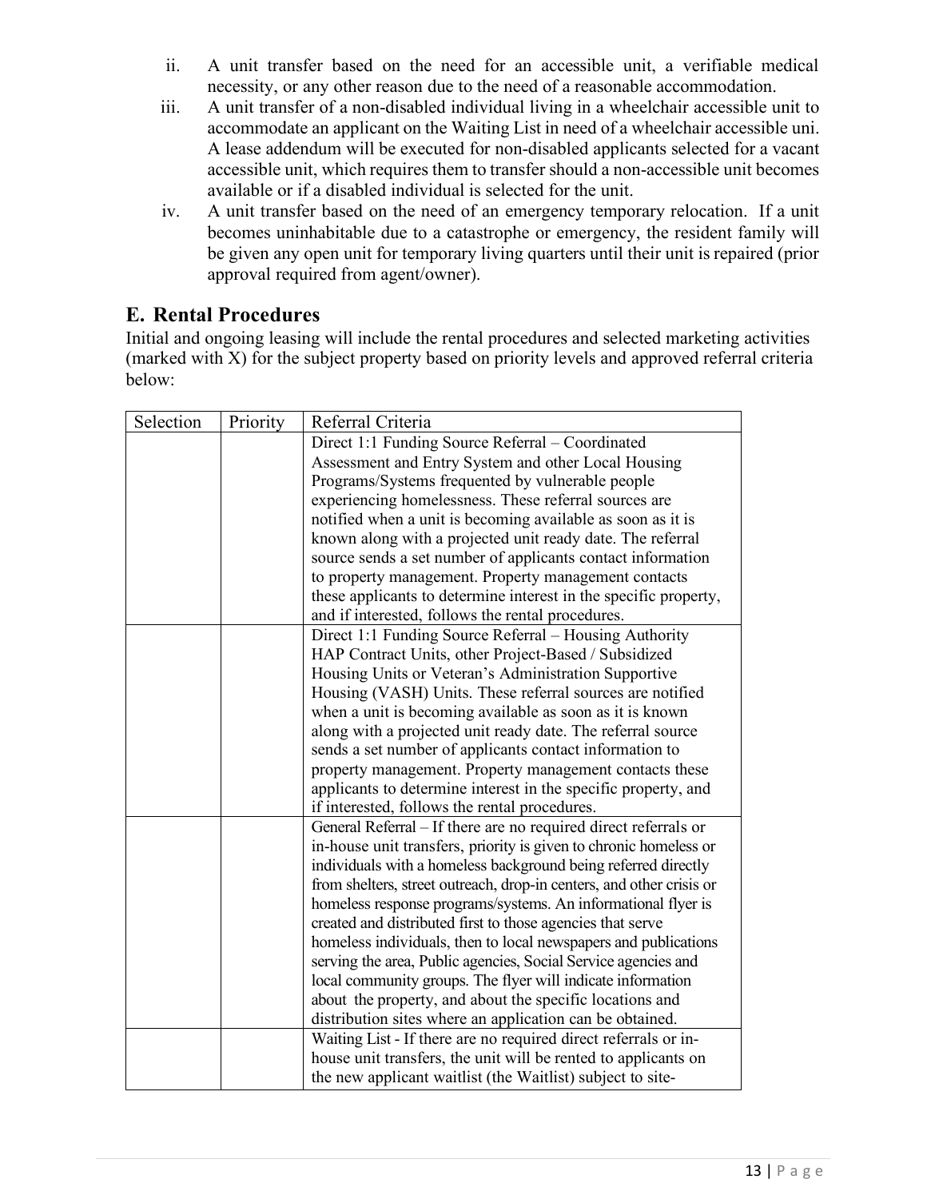ii. A unit transfer based on the need for an accessible unit, a verifiable medical necessity, or any other reason due to the need of a reasonable accommodation.

iii. A unit transfer of a non-disabled individual living in a wheelchair accessible unit to accommodate an applicant on the Waiting List in need of a wheelchair accessible uni. A lease addendum will be executed for non-disabled applicants selected for a vacant accessible unit, which requires them to transfer should a non-accessible unit becomes available or if a disabled individual is selected for the unit.

iv. A unit transfer based on the need of an emergency temporary relocation. If a unit becomes uninhabitable due to a catastrophe or emergency, the resident family will be given any open unit for temporary living quarters until their unit is repaired (prior approval required from agent/owner).

## E. Rental Procedures

Initial and ongoing leasing will include the rental procedures and selected marketing activities (marked with X) for the subject property based on priority levels and approved referral criteria below:

| Selection | Priority | Referral Criteria |
|---|---|---|
| | | Direct 1:1 Funding Source Referral – Coordinated Assessment and Entry System and other Local Housing Programs/Systems frequented by vulnerable people experiencing homelessness. These referral sources are notified when a unit is becoming available as soon as it is known along with a projected unit ready date. The referral source sends a set number of applicants contact information to property management. Property management contacts these applicants to determine interest in the specific property, and if interested, follows the rental procedures. |
| | | Direct 1:1 Funding Source Referral – Housing Authority HAP Contract Units, other Project-Based / Subsidized Housing Units or Veteran's Administration Supportive Housing (VASH) Units. These referral sources are notified when a unit is becoming available as soon as it is known along with a projected unit ready date. The referral source sends a set number of applicants contact information to property management. Property management contacts these applicants to determine interest in the specific property, and if interested, follows the rental procedures. |
| | | General Referral – If there are no required direct referrals or in-house unit transfers, priority is given to chronic homeless or individuals with a homeless background being referred directly from shelters, street outreach, drop-in centers, and other crisis or homeless response programs/systems. An informational flyer is created and distributed first to those agencies that serve homeless individuals, then to local newspapers and publications serving the area, Public agencies, Social Service agencies and local community groups. The flyer will indicate information about the property, and about the specific locations and distribution sites where an application can be obtained. |
| | | Waiting List - If there are no required direct referrals or in-house unit transfers, the unit will be rented to applicants on the new applicant waitlist (the Waitlist) subject to site- |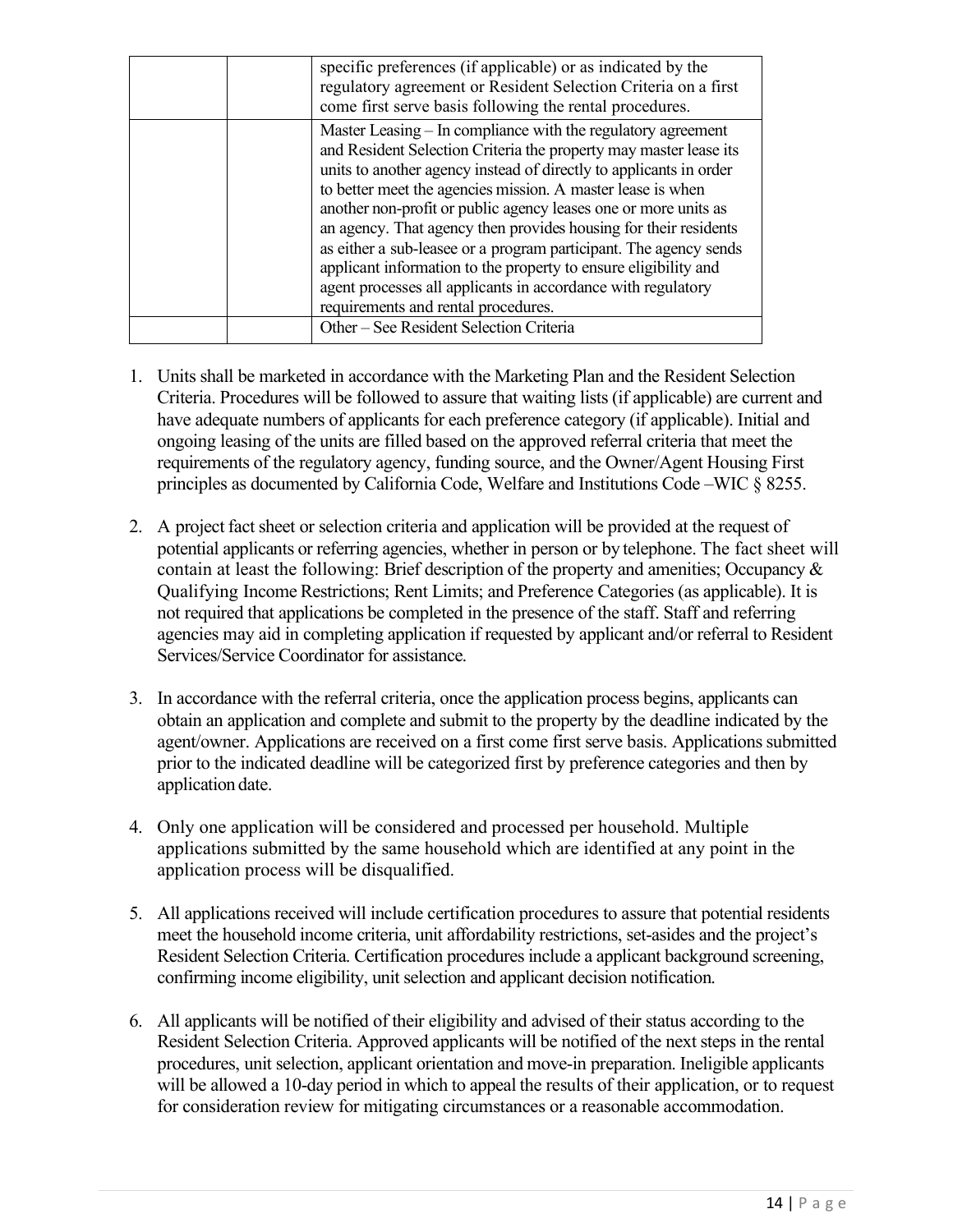| | | |
|---|---|---|
| | | specific preferences (if applicable) or as indicated by the regulatory agreement or Resident Selection Criteria on a first come first serve basis following the rental procedures. |
| | | Master Leasing – In compliance with the regulatory agreement and Resident Selection Criteria the property may master lease its units to another agency instead of directly to applicants in order to better meet the agencies mission. A master lease is when another non-profit or public agency leases one or more units as an agency. That agency then provides housing for their residents as either a sub-leasee or a program participant. The agency sends applicant information to the property to ensure eligibility and agent processes all applicants in accordance with regulatory requirements and rental procedures. |
| | | Other – See Resident Selection Criteria |

1. Units shall be marketed in accordance with the Marketing Plan and the Resident Selection Criteria. Procedures will be followed to assure that waiting lists (if applicable) are current and have adequate numbers of applicants for each preference category (if applicable). Initial and ongoing leasing of the units are filled based on the approved referral criteria that meet the requirements of the regulatory agency, funding source, and the Owner/Agent Housing First principles as documented by California Code, Welfare and Institutions Code –WIC § 8255.

2. A project fact sheet or selection criteria and application will be provided at the request of potential applicants or referring agencies, whether in person or by telephone. The fact sheet will contain at least the following: Brief description of the property and amenities; Occupancy & Qualifying Income Restrictions; Rent Limits; and Preference Categories (as applicable). It is not required that applications be completed in the presence of the staff. Staff and referring agencies may aid in completing application if requested by applicant and/or referral to Resident Services/Service Coordinator for assistance.

3. In accordance with the referral criteria, once the application process begins, applicants can obtain an application and complete and submit to the property by the deadline indicated by the agent/owner. Applications are received on a first come first serve basis. Applications submitted prior to the indicated deadline will be categorized first by preference categories and then by application date.

4. Only one application will be considered and processed per household. Multiple applications submitted by the same household which are identified at any point in the application process will be disqualified.

5. All applications received will include certification procedures to assure that potential residents meet the household income criteria, unit affordability restrictions, set-asides and the project's Resident Selection Criteria. Certification procedures include a applicant background screening, confirming income eligibility, unit selection and applicant decision notification.

6. All applicants will be notified of their eligibility and advised of their status according to the Resident Selection Criteria. Approved applicants will be notified of the next steps in the rental procedures, unit selection, applicant orientation and move-in preparation. Ineligible applicants will be allowed a 10-day period in which to appeal the results of their application, or to request for consideration review for mitigating circumstances or a reasonable accommodation.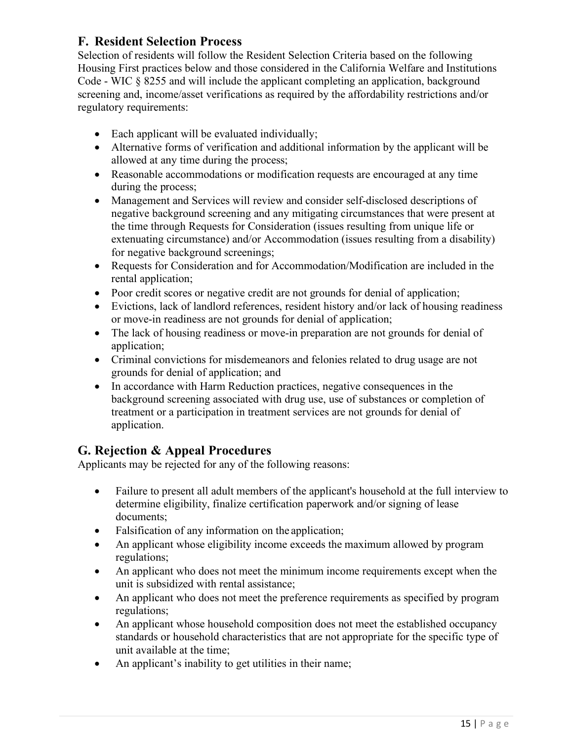## F. Resident Selection Process

Selection of residents will follow the Resident Selection Criteria based on the following Housing First practices below and those considered in the California Welfare and Institutions Code - WIC § 8255 and will include the applicant completing an application, background screening and, income/asset verifications as required by the affordability restrictions and/or regulatory requirements:

- Each applicant will be evaluated individually;
- Alternative forms of verification and additional information by the applicant will be allowed at any time during the process;
- Reasonable accommodations or modification requests are encouraged at any time during the process;
- Management and Services will review and consider self-disclosed descriptions of negative background screening and any mitigating circumstances that were present at the time through Requests for Consideration (issues resulting from unique life or extenuating circumstance) and/or Accommodation (issues resulting from a disability) for negative background screenings;
- Requests for Consideration and for Accommodation/Modification are included in the rental application;
- Poor credit scores or negative credit are not grounds for denial of application;
- Evictions, lack of landlord references, resident history and/or lack of housing readiness or move-in readiness are not grounds for denial of application;
- The lack of housing readiness or move-in preparation are not grounds for denial of application;
- Criminal convictions for misdemeanors and felonies related to drug usage are not grounds for denial of application; and
- In accordance with Harm Reduction practices, negative consequences in the background screening associated with drug use, use of substances or completion of treatment or a participation in treatment services are not grounds for denial of application.

## G. Rejection & Appeal Procedures

Applicants may be rejected for any of the following reasons:

- Failure to present all adult members of the applicant's household at the full interview to determine eligibility, finalize certification paperwork and/or signing of lease documents;
- Falsification of any information on the application;
- An applicant whose eligibility income exceeds the maximum allowed by program regulations;
- An applicant who does not meet the minimum income requirements except when the unit is subsidized with rental assistance;
- An applicant who does not meet the preference requirements as specified by program regulations;
- An applicant whose household composition does not meet the established occupancy standards or household characteristics that are not appropriate for the specific type of unit available at the time;
- An applicant's inability to get utilities in their name;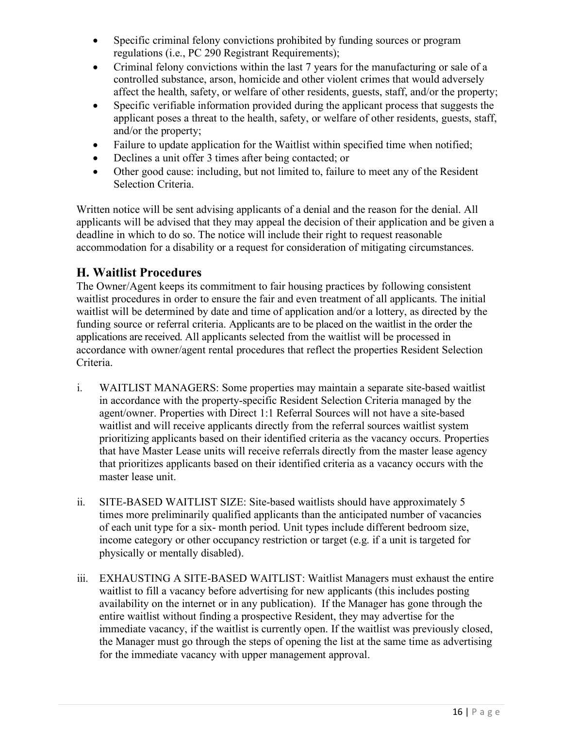- Specific criminal felony convictions prohibited by funding sources or program regulations (i.e., PC 290 Registrant Requirements);
- Criminal felony convictions within the last 7 years for the manufacturing or sale of a controlled substance, arson, homicide and other violent crimes that would adversely affect the health, safety, or welfare of other residents, guests, staff, and/or the property;
- Specific verifiable information provided during the applicant process that suggests the applicant poses a threat to the health, safety, or welfare of other residents, guests, staff, and/or the property;
- Failure to update application for the Waitlist within specified time when notified;
- Declines a unit offer 3 times after being contacted; or
- Other good cause: including, but not limited to, failure to meet any of the Resident Selection Criteria.

Written notice will be sent advising applicants of a denial and the reason for the denial. All applicants will be advised that they may appeal the decision of their application and be given a deadline in which to do so. The notice will include their right to request reasonable accommodation for a disability or a request for consideration of mitigating circumstances.

## H. Waitlist Procedures

The Owner/Agent keeps its commitment to fair housing practices by following consistent waitlist procedures in order to ensure the fair and even treatment of all applicants. The initial waitlist will be determined by date and time of application and/or a lottery, as directed by the funding source or referral criteria. Applicants are to be placed on the waitlist in the order the applications are received. All applicants selected from the waitlist will be processed in accordance with owner/agent rental procedures that reflect the properties Resident Selection Criteria.

i. WAITLIST MANAGERS: Some properties may maintain a separate site-based waitlist in accordance with the property-specific Resident Selection Criteria managed by the agent/owner. Properties with Direct 1:1 Referral Sources will not have a site-based waitlist and will receive applicants directly from the referral sources waitlist system prioritizing applicants based on their identified criteria as the vacancy occurs. Properties that have Master Lease units will receive referrals directly from the master lease agency that prioritizes applicants based on their identified criteria as a vacancy occurs with the master lease unit.

ii. SITE-BASED WAITLIST SIZE: Site-based waitlists should have approximately 5 times more preliminarily qualified applicants than the anticipated number of vacancies of each unit type for a six- month period. Unit types include different bedroom size, income category or other occupancy restriction or target (e.g. if a unit is targeted for physically or mentally disabled).

iii. EXHAUSTING A SITE-BASED WAITLIST: Waitlist Managers must exhaust the entire waitlist to fill a vacancy before advertising for new applicants (this includes posting availability on the internet or in any publication). If the Manager has gone through the entire waitlist without finding a prospective Resident, they may advertise for the immediate vacancy, if the waitlist is currently open. If the waitlist was previously closed, the Manager must go through the steps of opening the list at the same time as advertising for the immediate vacancy with upper management approval.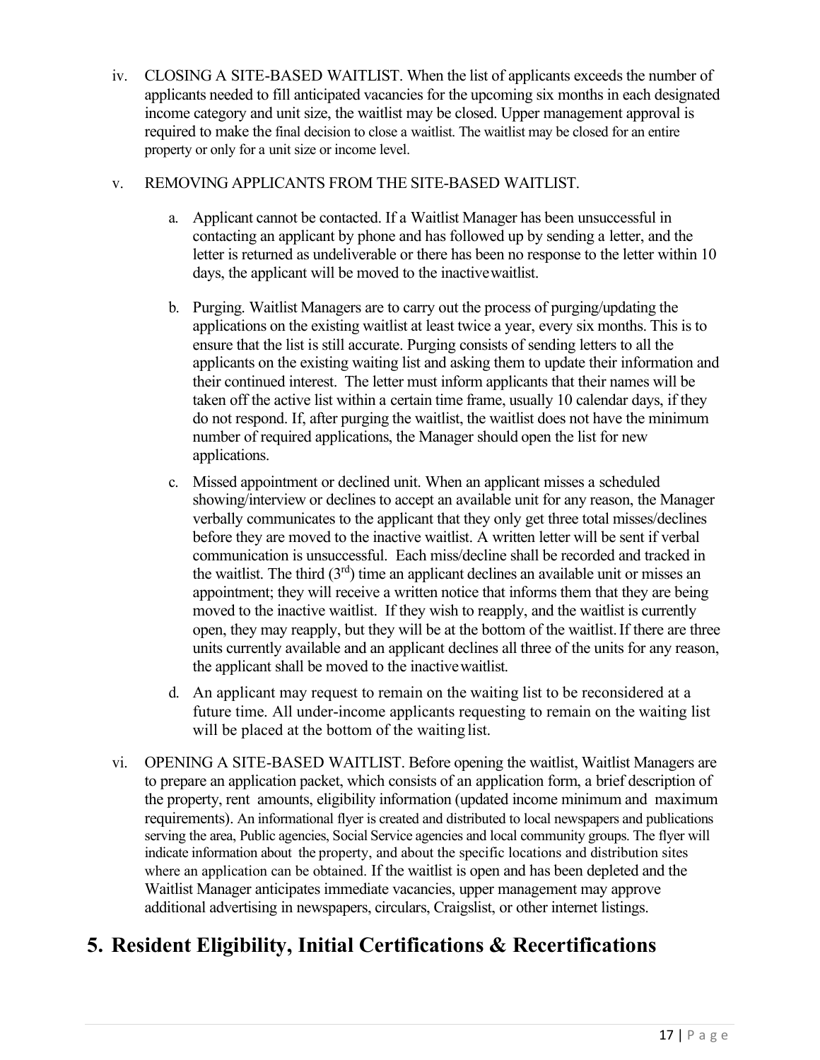iv. CLOSING A SITE-BASED WAITLIST. When the list of applicants exceeds the number of applicants needed to fill anticipated vacancies for the upcoming six months in each designated income category and unit size, the waitlist may be closed. Upper management approval is required to make the final decision to close a waitlist. The waitlist may be closed for an entire property or only for a unit size or income level.

v. REMOVING APPLICANTS FROM THE SITE-BASED WAITLIST.

a. Applicant cannot be contacted. If a Waitlist Manager has been unsuccessful in contacting an applicant by phone and has followed up by sending a letter, and the letter is returned as undeliverable or there has been no response to the letter within 10 days, the applicant will be moved to the inactive waitlist.

b. Purging. Waitlist Managers are to carry out the process of purging/updating the applications on the existing waitlist at least twice a year, every six months. This is to ensure that the list is still accurate. Purging consists of sending letters to all the applicants on the existing waiting list and asking them to update their information and their continued interest. The letter must inform applicants that their names will be taken off the active list within a certain time frame, usually 10 calendar days, if they do not respond. If, after purging the waitlist, the waitlist does not have the minimum number of required applications, the Manager should open the list for new applications.

c. Missed appointment or declined unit. When an applicant misses a scheduled showing/interview or declines to accept an available unit for any reason, the Manager verbally communicates to the applicant that they only get three total misses/declines before they are moved to the inactive waitlist. A written letter will be sent if verbal communication is unsuccessful. Each miss/decline shall be recorded and tracked in the waitlist. The third (3rd) time an applicant declines an available unit or misses an appointment; they will receive a written notice that informs them that they are being moved to the inactive waitlist. If they wish to reapply, and the waitlist is currently open, they may reapply, but they will be at the bottom of the waitlist. If there are three units currently available and an applicant declines all three of the units for any reason, the applicant shall be moved to the inactive waitlist.

d. An applicant may request to remain on the waiting list to be reconsidered at a future time. All under-income applicants requesting to remain on the waiting list will be placed at the bottom of the waiting list.

vi. OPENING A SITE-BASED WAITLIST. Before opening the waitlist, Waitlist Managers are to prepare an application packet, which consists of an application form, a brief description of the property, rent amounts, eligibility information (updated income minimum and maximum requirements). An informational flyer is created and distributed to local newspapers and publications serving the area, Public agencies, Social Service agencies and local community groups. The flyer will indicate information about the property, and about the specific locations and distribution sites where an application can be obtained. If the waitlist is open and has been depleted and the Waitlist Manager anticipates immediate vacancies, upper management may approve additional advertising in newspapers, circulars, Craigslist, or other internet listings.

# 5. Resident Eligibility, Initial Certifications & Recertifications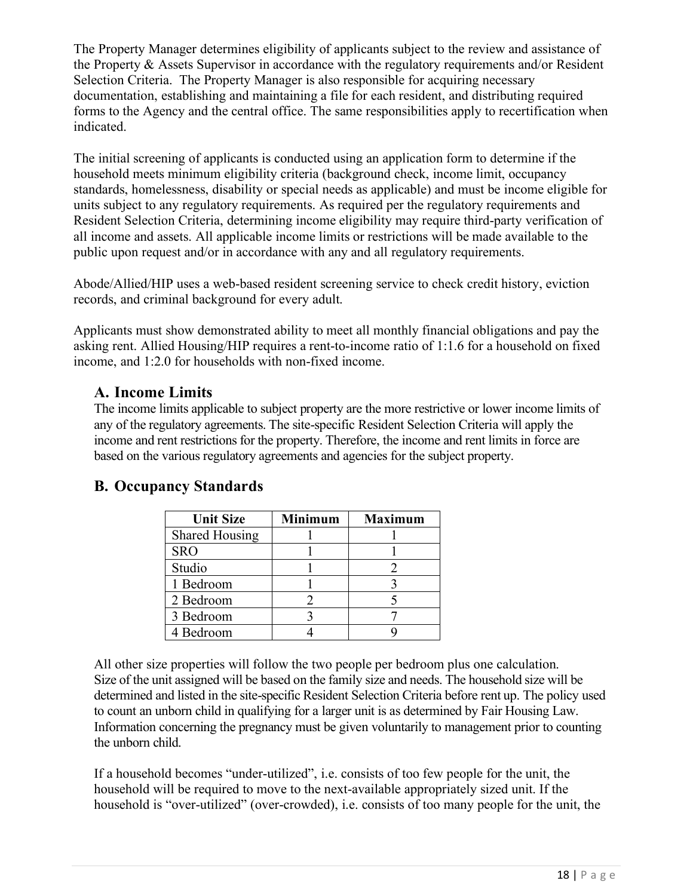The Property Manager determines eligibility of applicants subject to the review and assistance of the Property & Assets Supervisor in accordance with the regulatory requirements and/or Resident Selection Criteria. The Property Manager is also responsible for acquiring necessary documentation, establishing and maintaining a file for each resident, and distributing required forms to the Agency and the central office. The same responsibilities apply to recertification when indicated.

The initial screening of applicants is conducted using an application form to determine if the household meets minimum eligibility criteria (background check, income limit, occupancy standards, homelessness, disability or special needs as applicable) and must be income eligible for units subject to any regulatory requirements. As required per the regulatory requirements and Resident Selection Criteria, determining income eligibility may require third-party verification of all income and assets. All applicable income limits or restrictions will be made available to the public upon request and/or in accordance with any and all regulatory requirements.

Abode/Allied/HIP uses a web-based resident screening service to check credit history, eviction records, and criminal background for every adult.

Applicants must show demonstrated ability to meet all monthly financial obligations and pay the asking rent. Allied Housing/HIP requires a rent-to-income ratio of 1:1.6 for a household on fixed income, and 1:2.0 for households with non-fixed income.

## A. Income Limits

The income limits applicable to subject property are the more restrictive or lower income limits of any of the regulatory agreements. The site-specific Resident Selection Criteria will apply the income and rent restrictions for the property. Therefore, the income and rent limits in force are based on the various regulatory agreements and agencies for the subject property.

## B. Occupancy Standards

| Unit Size | Minimum | Maximum |
| --- | --- | --- |
| Shared Housing | 1 | 1 |
| SRO | 1 | 1 |
| Studio | 1 | 2 |
| 1 Bedroom | 1 | 3 |
| 2 Bedroom | 2 | 5 |
| 3 Bedroom | 3 | 7 |
| 4 Bedroom | 4 | 9 |

All other size properties will follow the two people per bedroom plus one calculation. Size of the unit assigned will be based on the family size and needs. The household size will be determined and listed in the site-specific Resident Selection Criteria before rent up. The policy used to count an unborn child in qualifying for a larger unit is as determined by Fair Housing Law. Information concerning the pregnancy must be given voluntarily to management prior to counting the unborn child.

If a household becomes "under-utilized", i.e. consists of too few people for the unit, the household will be required to move to the next-available appropriately sized unit. If the household is "over-utilized" (over-crowded), i.e. consists of too many people for the unit, the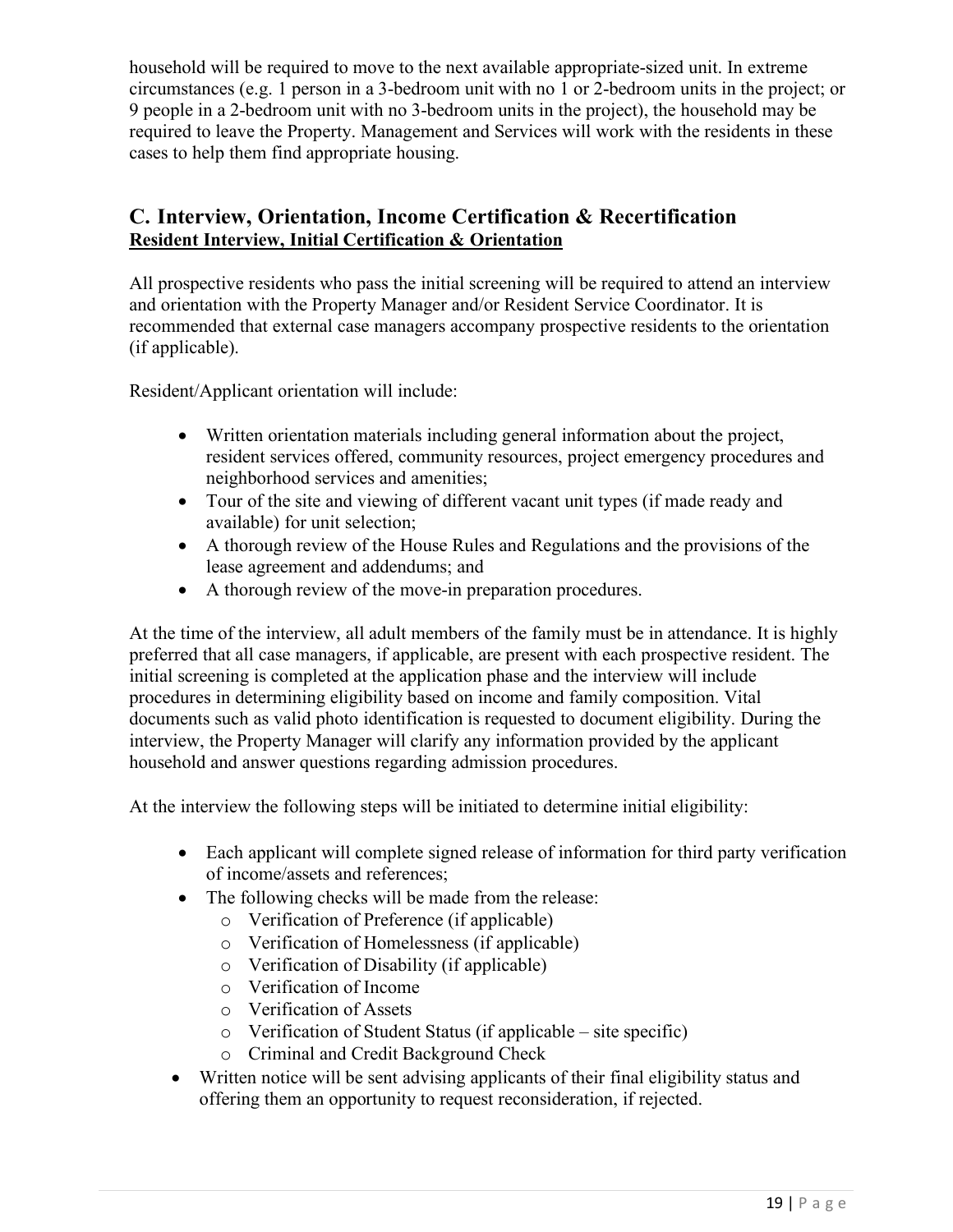household will be required to move to the next available appropriate-sized unit. In extreme circumstances (e.g. 1 person in a 3-bedroom unit with no 1 or 2-bedroom units in the project; or 9 people in a 2-bedroom unit with no 3-bedroom units in the project), the household may be required to leave the Property. Management and Services will work with the residents in these cases to help them find appropriate housing.

## C. Interview, Orientation, Income Certification & Recertification

**Resident Interview, Initial Certification & Orientation**

All prospective residents who pass the initial screening will be required to attend an interview and orientation with the Property Manager and/or Resident Service Coordinator. It is recommended that external case managers accompany prospective residents to the orientation (if applicable).

Resident/Applicant orientation will include:

- Written orientation materials including general information about the project, resident services offered, community resources, project emergency procedures and neighborhood services and amenities;
- Tour of the site and viewing of different vacant unit types (if made ready and available) for unit selection;
- A thorough review of the House Rules and Regulations and the provisions of the lease agreement and addendums; and
- A thorough review of the move-in preparation procedures.

At the time of the interview, all adult members of the family must be in attendance. It is highly preferred that all case managers, if applicable, are present with each prospective resident. The initial screening is completed at the application phase and the interview will include procedures in determining eligibility based on income and family composition. Vital documents such as valid photo identification is requested to document eligibility. During the interview, the Property Manager will clarify any information provided by the applicant household and answer questions regarding admission procedures.

At the interview the following steps will be initiated to determine initial eligibility:

- Each applicant will complete signed release of information for third party verification of income/assets and references;
- The following checks will be made from the release:
  - Verification of Preference (if applicable)
  - Verification of Homelessness (if applicable)
  - Verification of Disability (if applicable)
  - Verification of Income
  - Verification of Assets
  - Verification of Student Status (if applicable – site specific)
  - Criminal and Credit Background Check
- Written notice will be sent advising applicants of their final eligibility status and offering them an opportunity to request reconsideration, if rejected.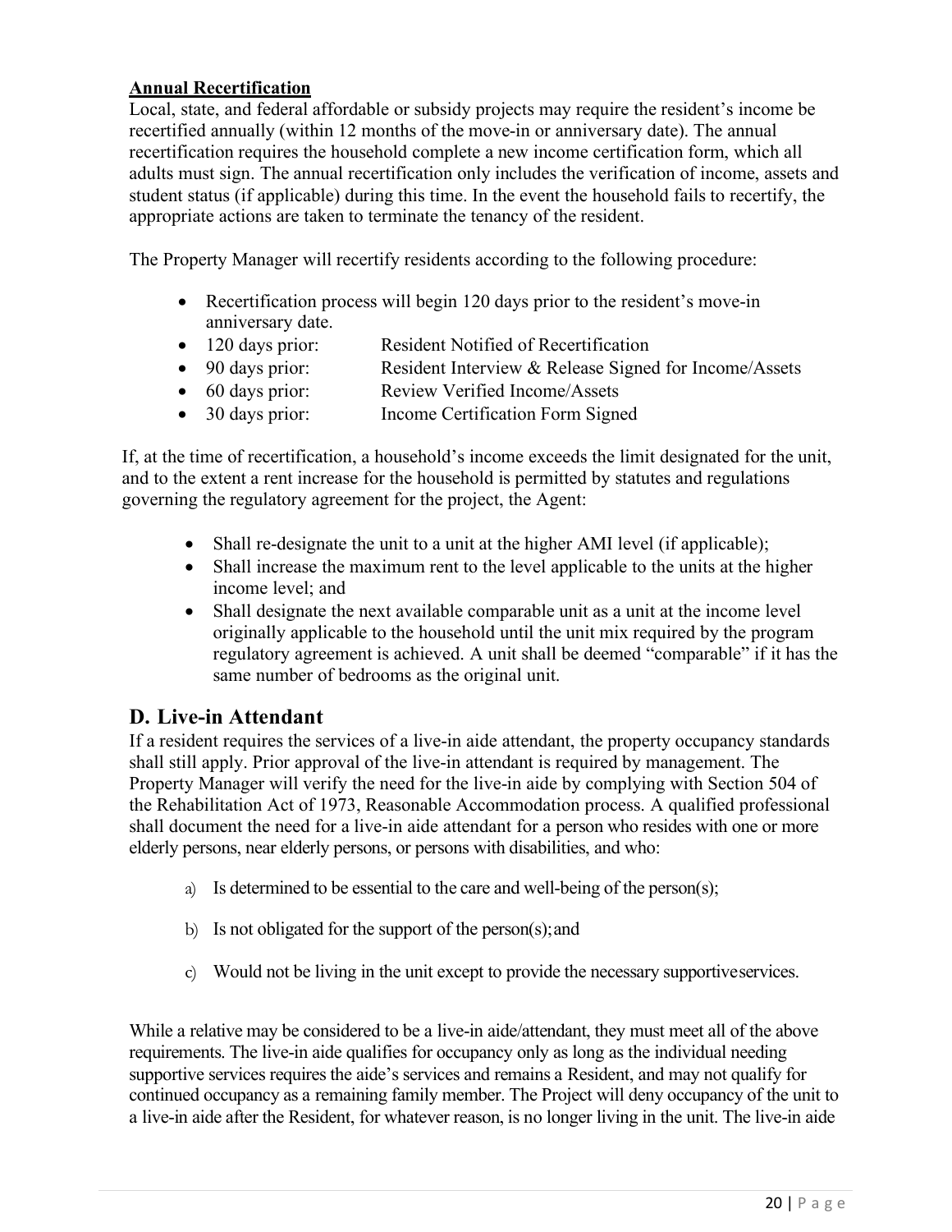**Annual Recertification**

Local, state, and federal affordable or subsidy projects may require the resident's income be recertified annually (within 12 months of the move-in or anniversary date). The annual recertification requires the household complete a new income certification form, which all adults must sign. The annual recertification only includes the verification of income, assets and student status (if applicable) during this time. In the event the household fails to recertify, the appropriate actions are taken to terminate the tenancy of the resident.

The Property Manager will recertify residents according to the following procedure:

- Recertification process will begin 120 days prior to the resident's move-in anniversary date.
- 120 days prior: Resident Notified of Recertification
- 90 days prior: Resident Interview & Release Signed for Income/Assets
- 60 days prior: Review Verified Income/Assets
- 30 days prior: Income Certification Form Signed

If, at the time of recertification, a household's income exceeds the limit designated for the unit, and to the extent a rent increase for the household is permitted by statutes and regulations governing the regulatory agreement for the project, the Agent:

- Shall re-designate the unit to a unit at the higher AMI level (if applicable);
- Shall increase the maximum rent to the level applicable to the units at the higher income level; and
- Shall designate the next available comparable unit as a unit at the income level originally applicable to the household until the unit mix required by the program regulatory agreement is achieved. A unit shall be deemed "comparable" if it has the same number of bedrooms as the original unit.

## D. Live-in Attendant

If a resident requires the services of a live-in aide attendant, the property occupancy standards shall still apply. Prior approval of the live-in attendant is required by management. The Property Manager will verify the need for the live-in aide by complying with Section 504 of the Rehabilitation Act of 1973, Reasonable Accommodation process. A qualified professional shall document the need for a live-in aide attendant for a person who resides with one or more elderly persons, near elderly persons, or persons with disabilities, and who:

a) Is determined to be essential to the care and well-being of the person(s);

b) Is not obligated for the support of the person(s); and

c) Would not be living in the unit except to provide the necessary supportive services.

While a relative may be considered to be a live-in aide/attendant, they must meet all of the above requirements. The live-in aide qualifies for occupancy only as long as the individual needing supportive services requires the aide's services and remains a Resident, and may not qualify for continued occupancy as a remaining family member. The Project will deny occupancy of the unit to a live-in aide after the Resident, for whatever reason, is no longer living in the unit. The live-in aide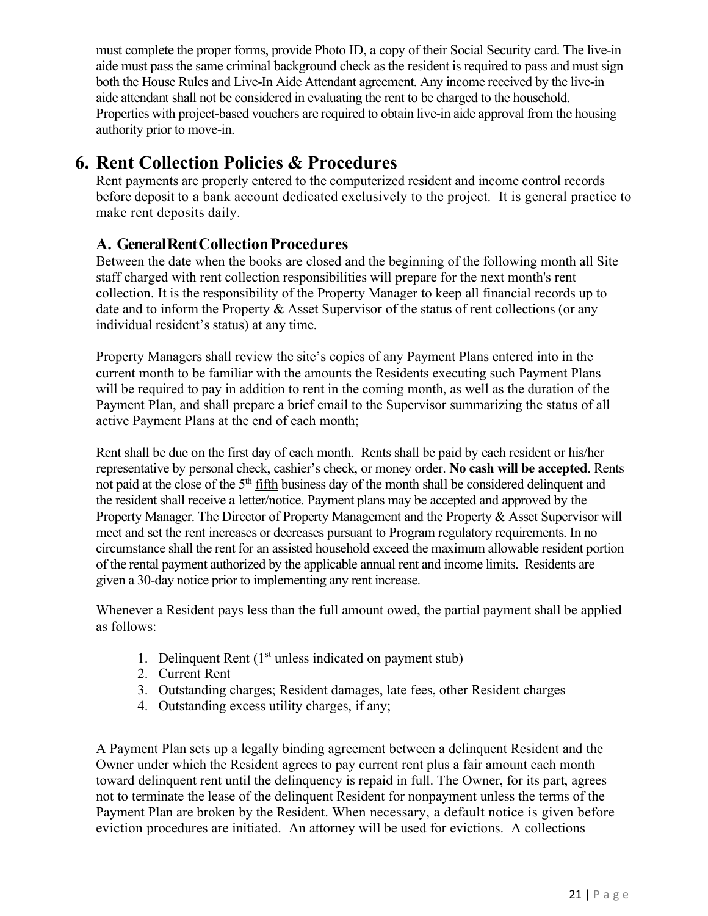must complete the proper forms, provide Photo ID, a copy of their Social Security card. The live-in aide must pass the same criminal background check as the resident is required to pass and must sign both the House Rules and Live-In Aide Attendant agreement. Any income received by the live-in aide attendant shall not be considered in evaluating the rent to be charged to the household. Properties with project-based vouchers are required to obtain live-in aide approval from the housing authority prior to move-in.

# 6. Rent Collection Policies & Procedures

Rent payments are properly entered to the computerized resident and income control records before deposit to a bank account dedicated exclusively to the project. It is general practice to make rent deposits daily.

## A. General Rent Collection Procedures

Between the date when the books are closed and the beginning of the following month all Site staff charged with rent collection responsibilities will prepare for the next month's rent collection. It is the responsibility of the Property Manager to keep all financial records up to date and to inform the Property & Asset Supervisor of the status of rent collections (or any individual resident's status) at any time.

Property Managers shall review the site's copies of any Payment Plans entered into in the current month to be familiar with the amounts the Residents executing such Payment Plans will be required to pay in addition to rent in the coming month, as well as the duration of the Payment Plan, and shall prepare a brief email to the Supervisor summarizing the status of all active Payment Plans at the end of each month;

Rent shall be due on the first day of each month. Rents shall be paid by each resident or his/her representative by personal check, cashier's check, or money order. **No cash will be accepted**. Rents not paid at the close of the 5th fifth business day of the month shall be considered delinquent and the resident shall receive a letter/notice. Payment plans may be accepted and approved by the Property Manager. The Director of Property Management and the Property & Asset Supervisor will meet and set the rent increases or decreases pursuant to Program regulatory requirements. In no circumstance shall the rent for an assisted household exceed the maximum allowable resident portion of the rental payment authorized by the applicable annual rent and income limits. Residents are given a 30-day notice prior to implementing any rent increase.

Whenever a Resident pays less than the full amount owed, the partial payment shall be applied as follows:

1. Delinquent Rent (1st unless indicated on payment stub)
2. Current Rent
3. Outstanding charges; Resident damages, late fees, other Resident charges
4. Outstanding excess utility charges, if any;

A Payment Plan sets up a legally binding agreement between a delinquent Resident and the Owner under which the Resident agrees to pay current rent plus a fair amount each month toward delinquent rent until the delinquency is repaid in full. The Owner, for its part, agrees not to terminate the lease of the delinquent Resident for nonpayment unless the terms of the Payment Plan are broken by the Resident. When necessary, a default notice is given before eviction procedures are initiated. An attorney will be used for evictions. A collections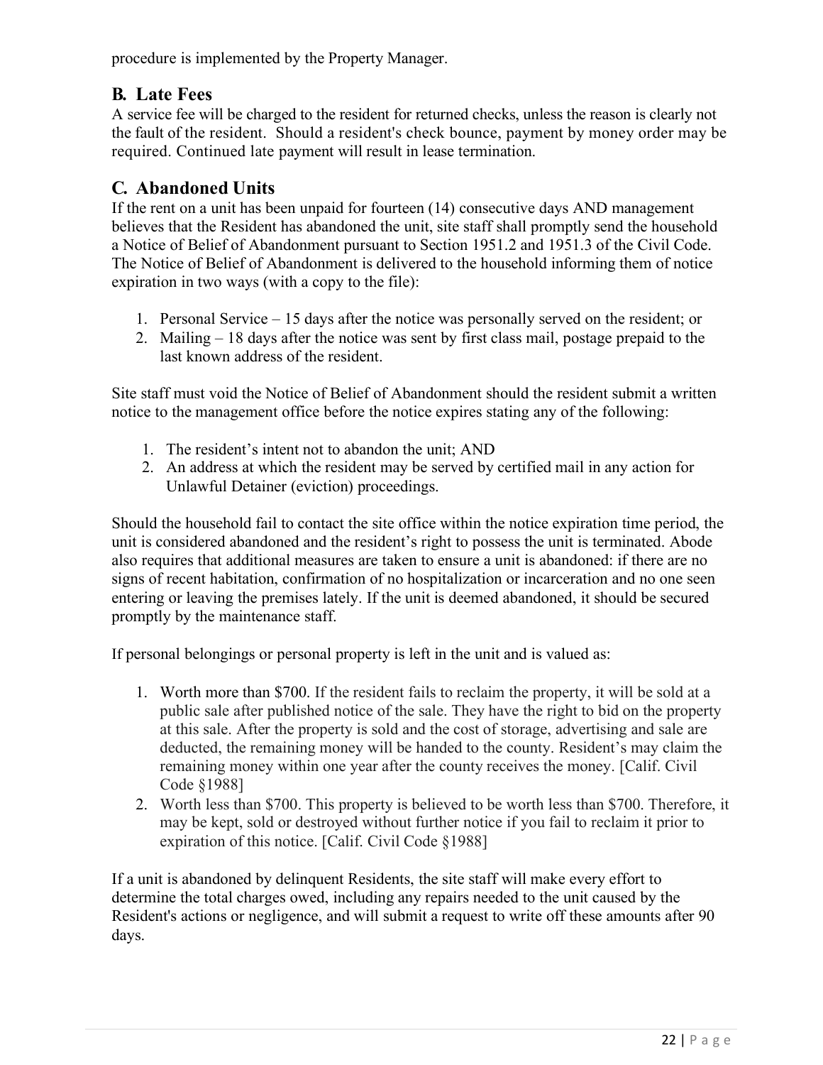procedure is implemented by the Property Manager.

## B. Late Fees

A service fee will be charged to the resident for returned checks, unless the reason is clearly not the fault of the resident. Should a resident's check bounce, payment by money order may be required. Continued late payment will result in lease termination.

## C. Abandoned Units

If the rent on a unit has been unpaid for fourteen (14) consecutive days AND management believes that the Resident has abandoned the unit, site staff shall promptly send the household a Notice of Belief of Abandonment pursuant to Section 1951.2 and 1951.3 of the Civil Code. The Notice of Belief of Abandonment is delivered to the household informing them of notice expiration in two ways (with a copy to the file):

1. Personal Service – 15 days after the notice was personally served on the resident; or
2. Mailing – 18 days after the notice was sent by first class mail, postage prepaid to the last known address of the resident.

Site staff must void the Notice of Belief of Abandonment should the resident submit a written notice to the management office before the notice expires stating any of the following:

1. The resident's intent not to abandon the unit; AND
2. An address at which the resident may be served by certified mail in any action for Unlawful Detainer (eviction) proceedings.

Should the household fail to contact the site office within the notice expiration time period, the unit is considered abandoned and the resident's right to possess the unit is terminated. Abode also requires that additional measures are taken to ensure a unit is abandoned: if there are no signs of recent habitation, confirmation of no hospitalization or incarceration and no one seen entering or leaving the premises lately. If the unit is deemed abandoned, it should be secured promptly by the maintenance staff.

If personal belongings or personal property is left in the unit and is valued as:

1. Worth more than $700. If the resident fails to reclaim the property, it will be sold at a public sale after published notice of the sale. They have the right to bid on the property at this sale. After the property is sold and the cost of storage, advertising and sale are deducted, the remaining money will be handed to the county. Resident's may claim the remaining money within one year after the county receives the money. [Calif. Civil Code §1988]
2. Worth less than $700. This property is believed to be worth less than $700. Therefore, it may be kept, sold or destroyed without further notice if you fail to reclaim it prior to expiration of this notice. [Calif. Civil Code §1988]

If a unit is abandoned by delinquent Residents, the site staff will make every effort to determine the total charges owed, including any repairs needed to the unit caused by the Resident's actions or negligence, and will submit a request to write off these amounts after 90 days.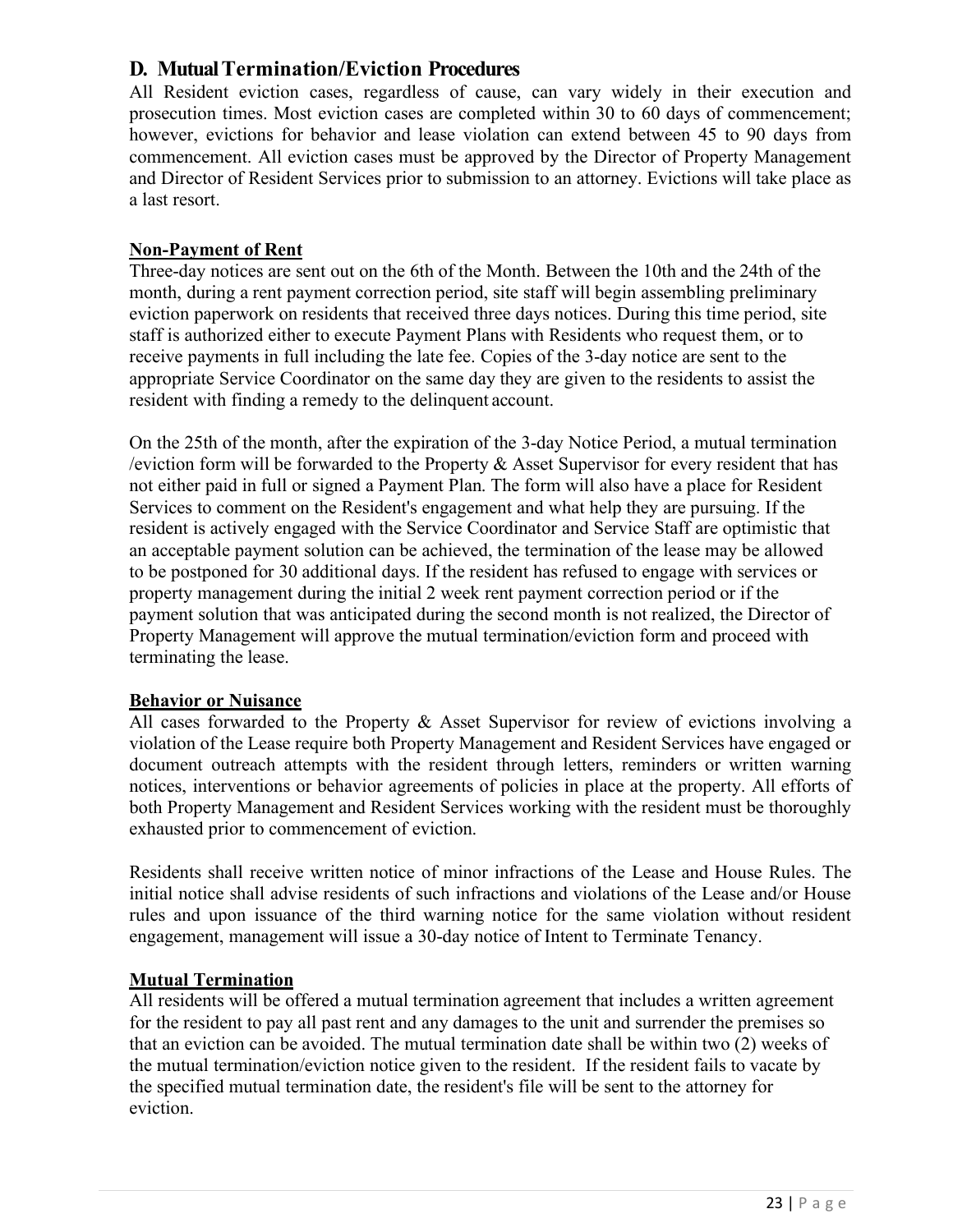## D. Mutual Termination/Eviction Procedures

All Resident eviction cases, regardless of cause, can vary widely in their execution and prosecution times. Most eviction cases are completed within 30 to 60 days of commencement; however, evictions for behavior and lease violation can extend between 45 to 90 days from commencement. All eviction cases must be approved by the Director of Property Management and Director of Resident Services prior to submission to an attorney. Evictions will take place as a last resort.

**Non-Payment of Rent**

Three-day notices are sent out on the 6th of the Month. Between the 10th and the 24th of the month, during a rent payment correction period, site staff will begin assembling preliminary eviction paperwork on residents that received three days notices. During this time period, site staff is authorized either to execute Payment Plans with Residents who request them, or to receive payments in full including the late fee. Copies of the 3-day notice are sent to the appropriate Service Coordinator on the same day they are given to the residents to assist the resident with finding a remedy to the delinquent account.

On the 25th of the month, after the expiration of the 3-day Notice Period, a mutual termination /eviction form will be forwarded to the Property & Asset Supervisor for every resident that has not either paid in full or signed a Payment Plan. The form will also have a place for Resident Services to comment on the Resident's engagement and what help they are pursuing. If the resident is actively engaged with the Service Coordinator and Service Staff are optimistic that an acceptable payment solution can be achieved, the termination of the lease may be allowed to be postponed for 30 additional days. If the resident has refused to engage with services or property management during the initial 2 week rent payment correction period or if the payment solution that was anticipated during the second month is not realized, the Director of Property Management will approve the mutual termination/eviction form and proceed with terminating the lease.

**Behavior or Nuisance**

All cases forwarded to the Property & Asset Supervisor for review of evictions involving a violation of the Lease require both Property Management and Resident Services have engaged or document outreach attempts with the resident through letters, reminders or written warning notices, interventions or behavior agreements of policies in place at the property. All efforts of both Property Management and Resident Services working with the resident must be thoroughly exhausted prior to commencement of eviction.

Residents shall receive written notice of minor infractions of the Lease and House Rules. The initial notice shall advise residents of such infractions and violations of the Lease and/or House rules and upon issuance of the third warning notice for the same violation without resident engagement, management will issue a 30-day notice of Intent to Terminate Tenancy.

**Mutual Termination**

All residents will be offered a mutual termination agreement that includes a written agreement for the resident to pay all past rent and any damages to the unit and surrender the premises so that an eviction can be avoided. The mutual termination date shall be within two (2) weeks of the mutual termination/eviction notice given to the resident. If the resident fails to vacate by the specified mutual termination date, the resident's file will be sent to the attorney for eviction.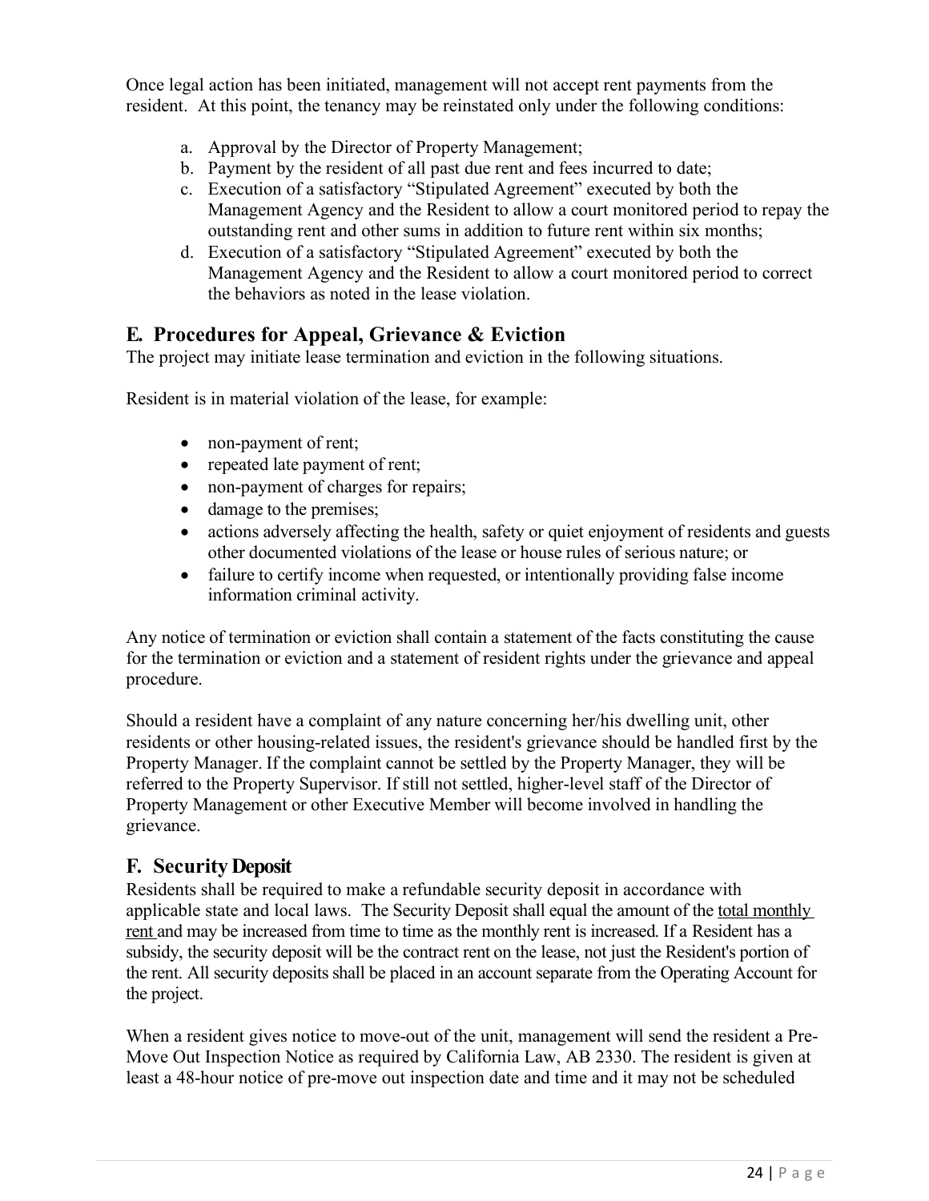Once legal action has been initiated, management will not accept rent payments from the resident. At this point, the tenancy may be reinstated only under the following conditions:

a. Approval by the Director of Property Management;
b. Payment by the resident of all past due rent and fees incurred to date;
c. Execution of a satisfactory "Stipulated Agreement" executed by both the Management Agency and the Resident to allow a court monitored period to repay the outstanding rent and other sums in addition to future rent within six months;
d. Execution of a satisfactory "Stipulated Agreement" executed by both the Management Agency and the Resident to allow a court monitored period to correct the behaviors as noted in the lease violation.

## E. Procedures for Appeal, Grievance & Eviction

The project may initiate lease termination and eviction in the following situations.

Resident is in material violation of the lease, for example:

- non-payment of rent;
- repeated late payment of rent;
- non-payment of charges for repairs;
- damage to the premises;
- actions adversely affecting the health, safety or quiet enjoyment of residents and guests other documented violations of the lease or house rules of serious nature; or
- failure to certify income when requested, or intentionally providing false income information criminal activity.

Any notice of termination or eviction shall contain a statement of the facts constituting the cause for the termination or eviction and a statement of resident rights under the grievance and appeal procedure.

Should a resident have a complaint of any nature concerning her/his dwelling unit, other residents or other housing-related issues, the resident's grievance should be handled first by the Property Manager. If the complaint cannot be settled by the Property Manager, they will be referred to the Property Supervisor. If still not settled, higher-level staff of the Director of Property Management or other Executive Member will become involved in handling the grievance.

## F. Security Deposit

Residents shall be required to make a refundable security deposit in accordance with applicable state and local laws. The Security Deposit shall equal the amount of the <u>total monthly rent</u> and may be increased from time to time as the monthly rent is increased. If a Resident has a subsidy, the security deposit will be the contract rent on the lease, not just the Resident's portion of the rent. All security deposits shall be placed in an account separate from the Operating Account for the project.

When a resident gives notice to move-out of the unit, management will send the resident a Pre-Move Out Inspection Notice as required by California Law, AB 2330. The resident is given at least a 48-hour notice of pre-move out inspection date and time and it may not be scheduled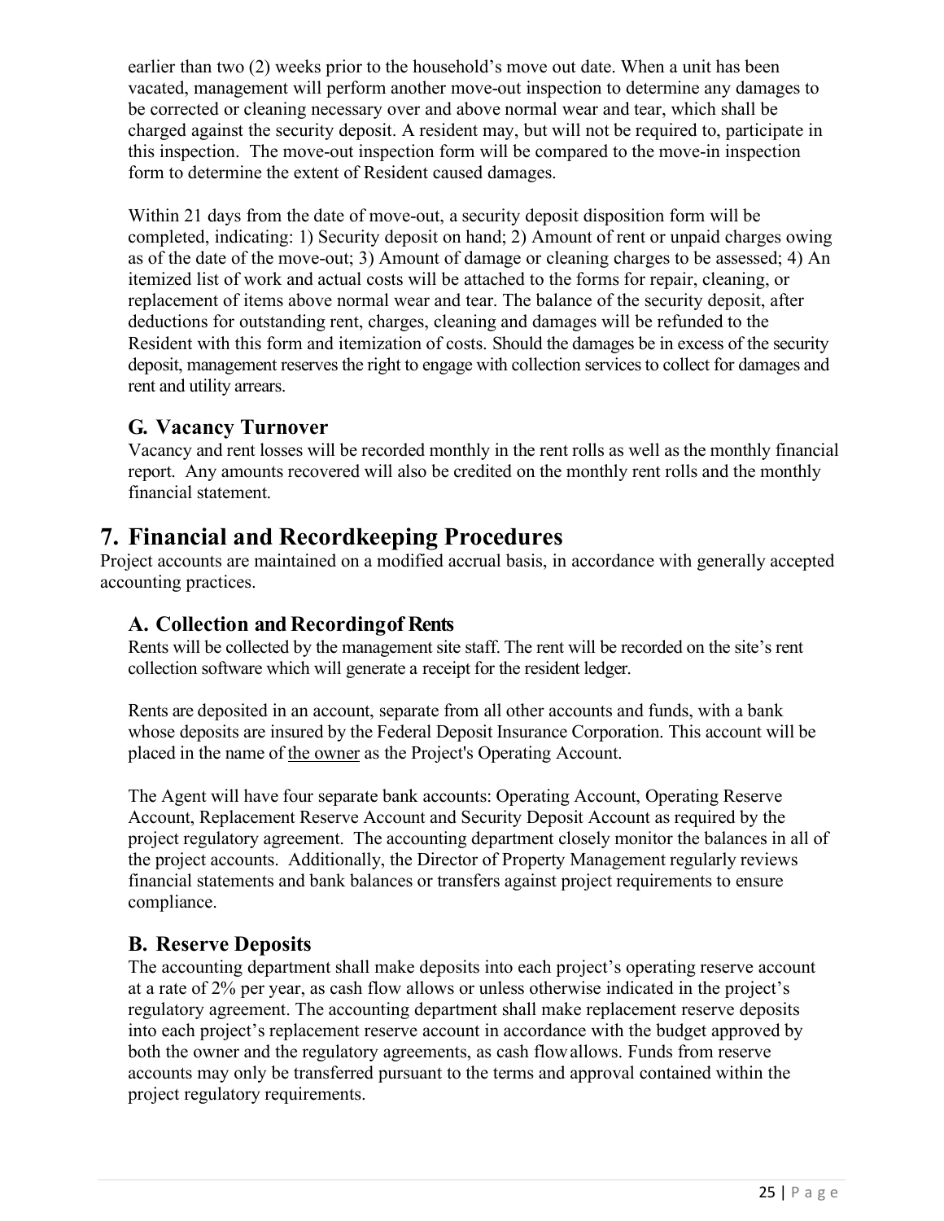earlier than two (2) weeks prior to the household's move out date. When a unit has been vacated, management will perform another move-out inspection to determine any damages to be corrected or cleaning necessary over and above normal wear and tear, which shall be charged against the security deposit. A resident may, but will not be required to, participate in this inspection. The move-out inspection form will be compared to the move-in inspection form to determine the extent of Resident caused damages.

Within 21 days from the date of move-out, a security deposit disposition form will be completed, indicating: 1) Security deposit on hand; 2) Amount of rent or unpaid charges owing as of the date of the move-out; 3) Amount of damage or cleaning charges to be assessed; 4) An itemized list of work and actual costs will be attached to the forms for repair, cleaning, or replacement of items above normal wear and tear. The balance of the security deposit, after deductions for outstanding rent, charges, cleaning and damages will be refunded to the Resident with this form and itemization of costs. Should the damages be in excess of the security deposit, management reserves the right to engage with collection services to collect for damages and rent and utility arrears.

### G. Vacancy Turnover

Vacancy and rent losses will be recorded monthly in the rent rolls as well as the monthly financial report. Any amounts recovered will also be credited on the monthly rent rolls and the monthly financial statement.

## 7. Financial and Recordkeeping Procedures

Project accounts are maintained on a modified accrual basis, in accordance with generally accepted accounting practices.

### A. Collection and Recording of Rents

Rents will be collected by the management site staff. The rent will be recorded on the site's rent collection software which will generate a receipt for the resident ledger.

Rents are deposited in an account, separate from all other accounts and funds, with a bank whose deposits are insured by the Federal Deposit Insurance Corporation. This account will be placed in the name of the owner as the Project's Operating Account.

The Agent will have four separate bank accounts: Operating Account, Operating Reserve Account, Replacement Reserve Account and Security Deposit Account as required by the project regulatory agreement. The accounting department closely monitor the balances in all of the project accounts. Additionally, the Director of Property Management regularly reviews financial statements and bank balances or transfers against project requirements to ensure compliance.

### B. Reserve Deposits

The accounting department shall make deposits into each project's operating reserve account at a rate of 2% per year, as cash flow allows or unless otherwise indicated in the project's regulatory agreement. The accounting department shall make replacement reserve deposits into each project's replacement reserve account in accordance with the budget approved by both the owner and the regulatory agreements, as cash flow allows. Funds from reserve accounts may only be transferred pursuant to the terms and approval contained within the project regulatory requirements.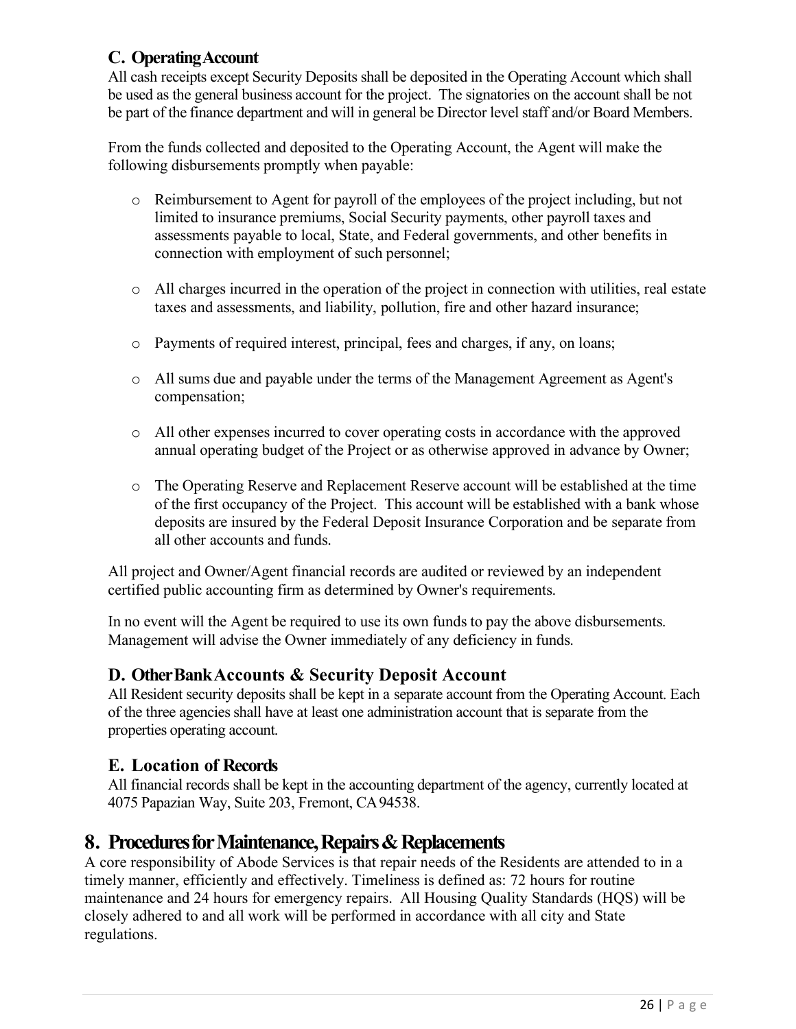### C. Operating Account

All cash receipts except Security Deposits shall be deposited in the Operating Account which shall be used as the general business account for the project. The signatories on the account shall be not be part of the finance department and will in general be Director level staff and/or Board Members.

From the funds collected and deposited to the Operating Account, the Agent will make the following disbursements promptly when payable:

- Reimbursement to Agent for payroll of the employees of the project including, but not limited to insurance premiums, Social Security payments, other payroll taxes and assessments payable to local, State, and Federal governments, and other benefits in connection with employment of such personnel;
- All charges incurred in the operation of the project in connection with utilities, real estate taxes and assessments, and liability, pollution, fire and other hazard insurance;
- Payments of required interest, principal, fees and charges, if any, on loans;
- All sums due and payable under the terms of the Management Agreement as Agent's compensation;
- All other expenses incurred to cover operating costs in accordance with the approved annual operating budget of the Project or as otherwise approved in advance by Owner;
- The Operating Reserve and Replacement Reserve account will be established at the time of the first occupancy of the Project. This account will be established with a bank whose deposits are insured by the Federal Deposit Insurance Corporation and be separate from all other accounts and funds.

All project and Owner/Agent financial records are audited or reviewed by an independent certified public accounting firm as determined by Owner's requirements.

In no event will the Agent be required to use its own funds to pay the above disbursements. Management will advise the Owner immediately of any deficiency in funds.

### D. Other Bank Accounts & Security Deposit Account

All Resident security deposits shall be kept in a separate account from the Operating Account. Each of the three agencies shall have at least one administration account that is separate from the properties operating account.

### E. Location of Records

All financial records shall be kept in the accounting department of the agency, currently located at 4075 Papazian Way, Suite 203, Fremont, CA 94538.

## 8. Procedures for Maintenance, Repairs & Replacements

A core responsibility of Abode Services is that repair needs of the Residents are attended to in a timely manner, efficiently and effectively. Timeliness is defined as: 72 hours for routine maintenance and 24 hours for emergency repairs. All Housing Quality Standards (HQS) will be closely adhered to and all work will be performed in accordance with all city and State regulations.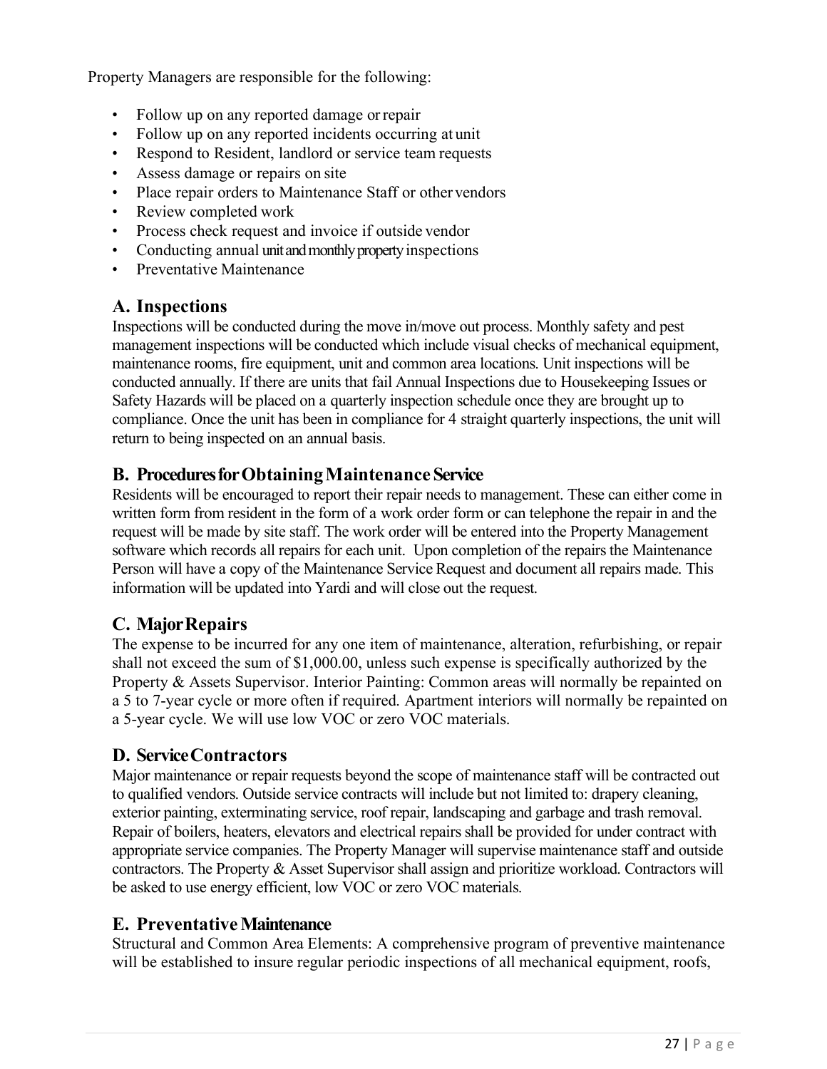Property Managers are responsible for the following:

- Follow up on any reported damage or repair
- Follow up on any reported incidents occurring at unit
- Respond to Resident, landlord or service team requests
- Assess damage or repairs on site
- Place repair orders to Maintenance Staff or other vendors
- Review completed work
- Process check request and invoice if outside vendor
- Conducting annual unit and monthly property inspections
- Preventative Maintenance

## A. Inspections

Inspections will be conducted during the move in/move out process. Monthly safety and pest management inspections will be conducted which include visual checks of mechanical equipment, maintenance rooms, fire equipment, unit and common area locations. Unit inspections will be conducted annually. If there are units that fail Annual Inspections due to Housekeeping Issues or Safety Hazards will be placed on a quarterly inspection schedule once they are brought up to compliance. Once the unit has been in compliance for 4 straight quarterly inspections, the unit will return to being inspected on an annual basis.

## B. Procedures for Obtaining Maintenance Service

Residents will be encouraged to report their repair needs to management. These can either come in written form from resident in the form of a work order form or can telephone the repair in and the request will be made by site staff. The work order will be entered into the Property Management software which records all repairs for each unit. Upon completion of the repairs the Maintenance Person will have a copy of the Maintenance Service Request and document all repairs made. This information will be updated into Yardi and will close out the request.

## C. Major Repairs

The expense to be incurred for any one item of maintenance, alteration, refurbishing, or repair shall not exceed the sum of $1,000.00, unless such expense is specifically authorized by the Property & Assets Supervisor. Interior Painting: Common areas will normally be repainted on a 5 to 7-year cycle or more often if required. Apartment interiors will normally be repainted on a 5-year cycle. We will use low VOC or zero VOC materials.

## D. Service Contractors

Major maintenance or repair requests beyond the scope of maintenance staff will be contracted out to qualified vendors. Outside service contracts will include but not limited to: drapery cleaning, exterior painting, exterminating service, roof repair, landscaping and garbage and trash removal. Repair of boilers, heaters, elevators and electrical repairs shall be provided for under contract with appropriate service companies. The Property Manager will supervise maintenance staff and outside contractors. The Property & Asset Supervisor shall assign and prioritize workload. Contractors will be asked to use energy efficient, low VOC or zero VOC materials.

## E. Preventative Maintenance

Structural and Common Area Elements: A comprehensive program of preventive maintenance will be established to insure regular periodic inspections of all mechanical equipment, roofs,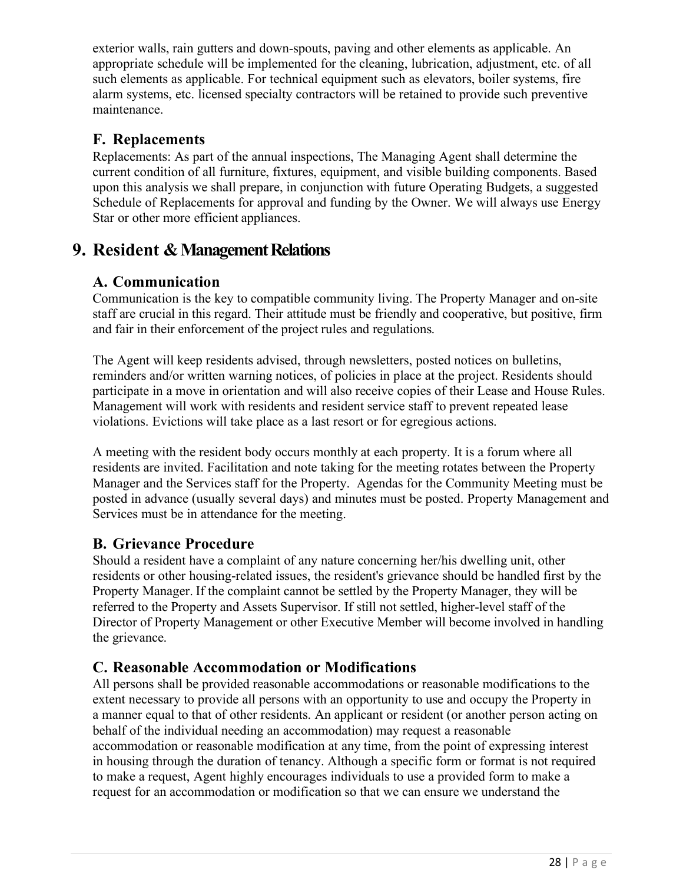exterior walls, rain gutters and down-spouts, paving and other elements as applicable. An appropriate schedule will be implemented for the cleaning, lubrication, adjustment, etc. of all such elements as applicable. For technical equipment such as elevators, boiler systems, fire alarm systems, etc. licensed specialty contractors will be retained to provide such preventive maintenance.

### F. Replacements

Replacements: As part of the annual inspections, The Managing Agent shall determine the current condition of all furniture, fixtures, equipment, and visible building components. Based upon this analysis we shall prepare, in conjunction with future Operating Budgets, a suggested Schedule of Replacements for approval and funding by the Owner. We will always use Energy Star or other more efficient appliances.

## 9. Resident & Management Relations

### A. Communication

Communication is the key to compatible community living. The Property Manager and on-site staff are crucial in this regard. Their attitude must be friendly and cooperative, but positive, firm and fair in their enforcement of the project rules and regulations.

The Agent will keep residents advised, through newsletters, posted notices on bulletins, reminders and/or written warning notices, of policies in place at the project. Residents should participate in a move in orientation and will also receive copies of their Lease and House Rules. Management will work with residents and resident service staff to prevent repeated lease violations. Evictions will take place as a last resort or for egregious actions.

A meeting with the resident body occurs monthly at each property. It is a forum where all residents are invited. Facilitation and note taking for the meeting rotates between the Property Manager and the Services staff for the Property. Agendas for the Community Meeting must be posted in advance (usually several days) and minutes must be posted. Property Management and Services must be in attendance for the meeting.

### B. Grievance Procedure

Should a resident have a complaint of any nature concerning her/his dwelling unit, other residents or other housing-related issues, the resident's grievance should be handled first by the Property Manager. If the complaint cannot be settled by the Property Manager, they will be referred to the Property and Assets Supervisor. If still not settled, higher-level staff of the Director of Property Management or other Executive Member will become involved in handling the grievance.

### C. Reasonable Accommodation or Modifications

All persons shall be provided reasonable accommodations or reasonable modifications to the extent necessary to provide all persons with an opportunity to use and occupy the Property in a manner equal to that of other residents. An applicant or resident (or another person acting on behalf of the individual needing an accommodation) may request a reasonable accommodation or reasonable modification at any time, from the point of expressing interest in housing through the duration of tenancy. Although a specific form or format is not required to make a request, Agent highly encourages individuals to use a provided form to make a request for an accommodation or modification so that we can ensure we understand the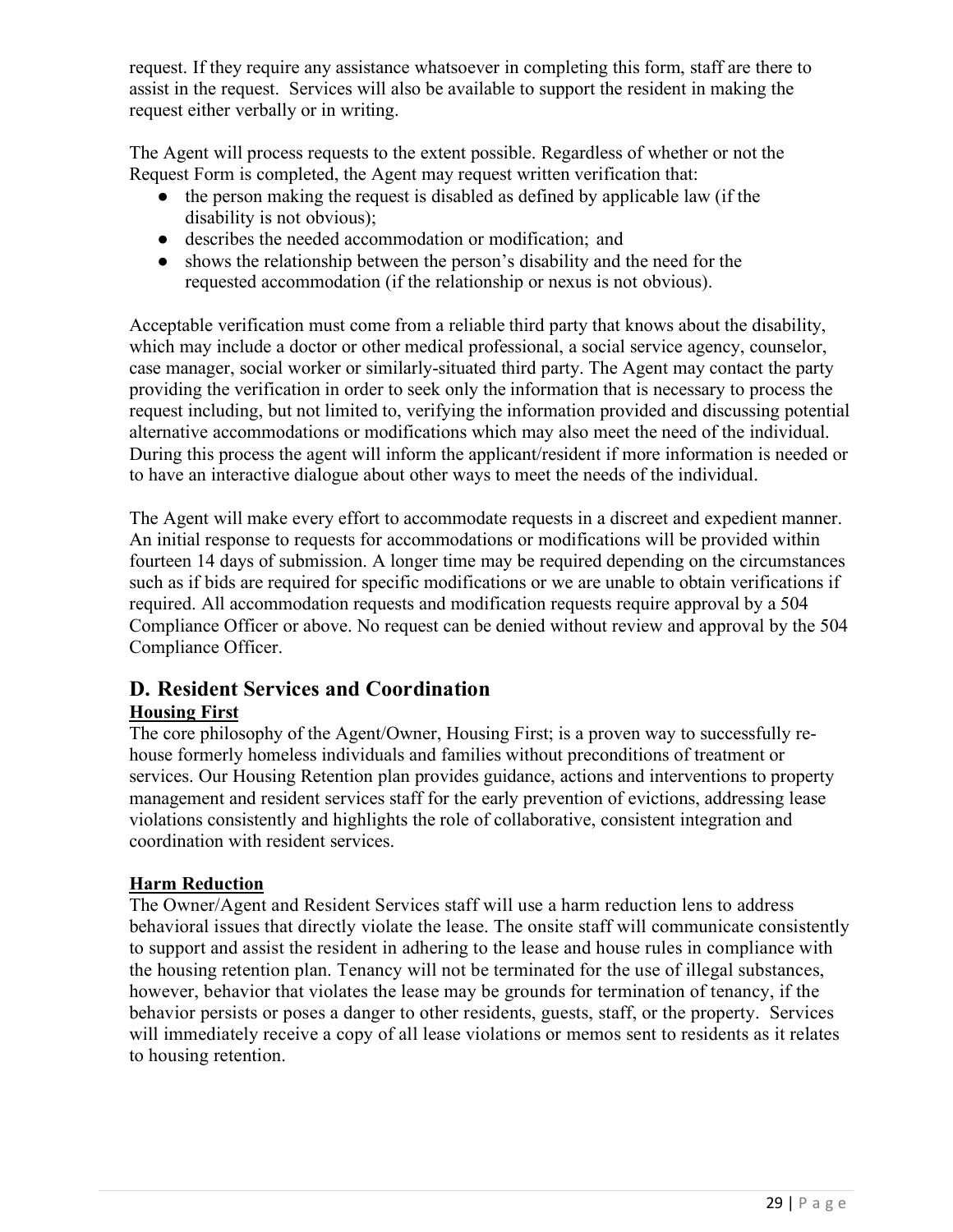request. If they require any assistance whatsoever in completing this form, staff are there to assist in the request. Services will also be available to support the resident in making the request either verbally or in writing.

The Agent will process requests to the extent possible. Regardless of whether or not the Request Form is completed, the Agent may request written verification that:

- the person making the request is disabled as defined by applicable law (if the disability is not obvious);
- describes the needed accommodation or modification; and
- shows the relationship between the person's disability and the need for the requested accommodation (if the relationship or nexus is not obvious).

Acceptable verification must come from a reliable third party that knows about the disability, which may include a doctor or other medical professional, a social service agency, counselor, case manager, social worker or similarly-situated third party. The Agent may contact the party providing the verification in order to seek only the information that is necessary to process the request including, but not limited to, verifying the information provided and discussing potential alternative accommodations or modifications which may also meet the need of the individual. During this process the agent will inform the applicant/resident if more information is needed or to have an interactive dialogue about other ways to meet the needs of the individual.

The Agent will make every effort to accommodate requests in a discreet and expedient manner. An initial response to requests for accommodations or modifications will be provided within fourteen 14 days of submission. A longer time may be required depending on the circumstances such as if bids are required for specific modifications or we are unable to obtain verifications if required. All accommodation requests and modification requests require approval by a 504 Compliance Officer or above. No request can be denied without review and approval by the 504 Compliance Officer.

## D. Resident Services and Coordination

**Housing First**

The core philosophy of the Agent/Owner, Housing First; is a proven way to successfully re-house formerly homeless individuals and families without preconditions of treatment or services. Our Housing Retention plan provides guidance, actions and interventions to property management and resident services staff for the early prevention of evictions, addressing lease violations consistently and highlights the role of collaborative, consistent integration and coordination with resident services.

**Harm Reduction**

The Owner/Agent and Resident Services staff will use a harm reduction lens to address behavioral issues that directly violate the lease. The onsite staff will communicate consistently to support and assist the resident in adhering to the lease and house rules in compliance with the housing retention plan. Tenancy will not be terminated for the use of illegal substances, however, behavior that violates the lease may be grounds for termination of tenancy, if the behavior persists or poses a danger to other residents, guests, staff, or the property. Services will immediately receive a copy of all lease violations or memos sent to residents as it relates to housing retention.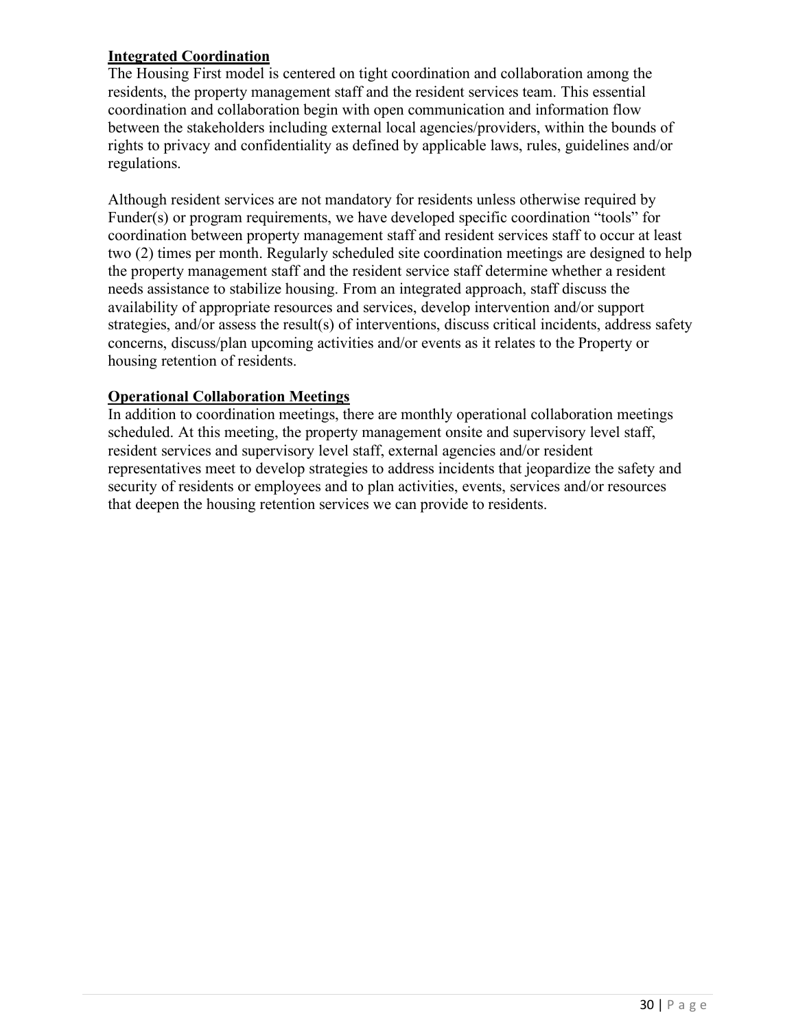**Integrated Coordination**

The Housing First model is centered on tight coordination and collaboration among the residents, the property management staff and the resident services team. This essential coordination and collaboration begin with open communication and information flow between the stakeholders including external local agencies/providers, within the bounds of rights to privacy and confidentiality as defined by applicable laws, rules, guidelines and/or regulations.

Although resident services are not mandatory for residents unless otherwise required by Funder(s) or program requirements, we have developed specific coordination "tools" for coordination between property management staff and resident services staff to occur at least two (2) times per month. Regularly scheduled site coordination meetings are designed to help the property management staff and the resident service staff determine whether a resident needs assistance to stabilize housing. From an integrated approach, staff discuss the availability of appropriate resources and services, develop intervention and/or support strategies, and/or assess the result(s) of interventions, discuss critical incidents, address safety concerns, discuss/plan upcoming activities and/or events as it relates to the Property or housing retention of residents.

**Operational Collaboration Meetings**

In addition to coordination meetings, there are monthly operational collaboration meetings scheduled. At this meeting, the property management onsite and supervisory level staff, resident services and supervisory level staff, external agencies and/or resident representatives meet to develop strategies to address incidents that jeopardize the safety and security of residents or employees and to plan activities, events, services and/or resources that deepen the housing retention services we can provide to residents.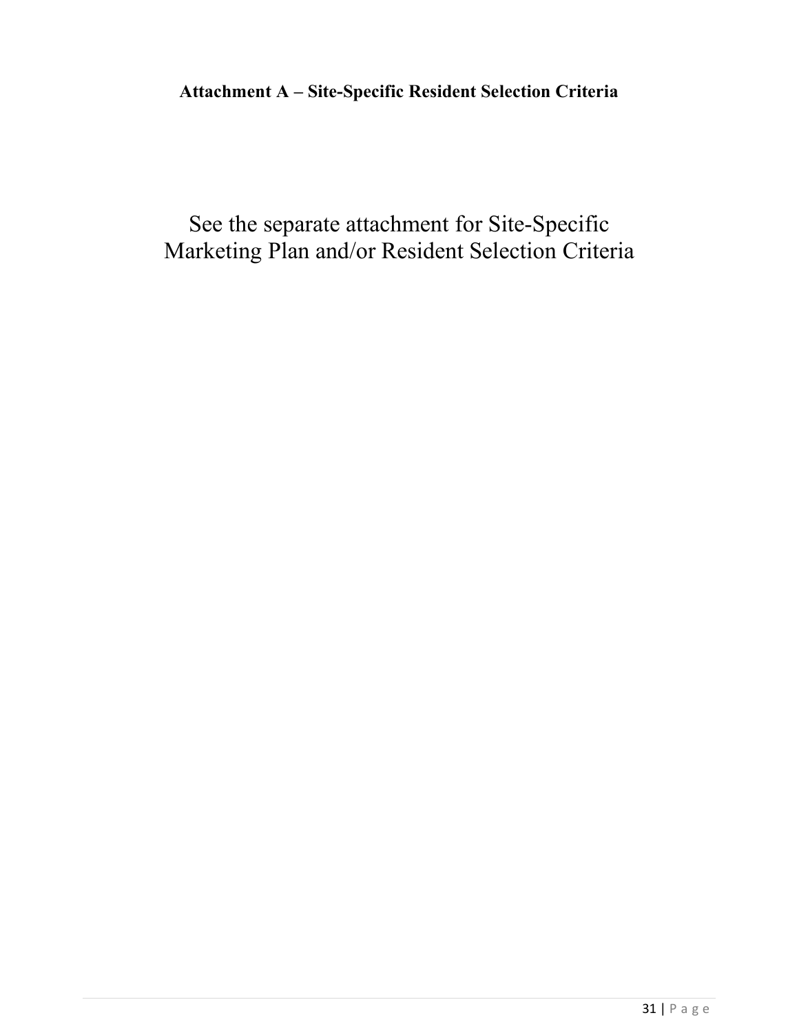**Attachment A – Site-Specific Resident Selection Criteria**

See the separate attachment for Site-Specific Marketing Plan and/or Resident Selection Criteria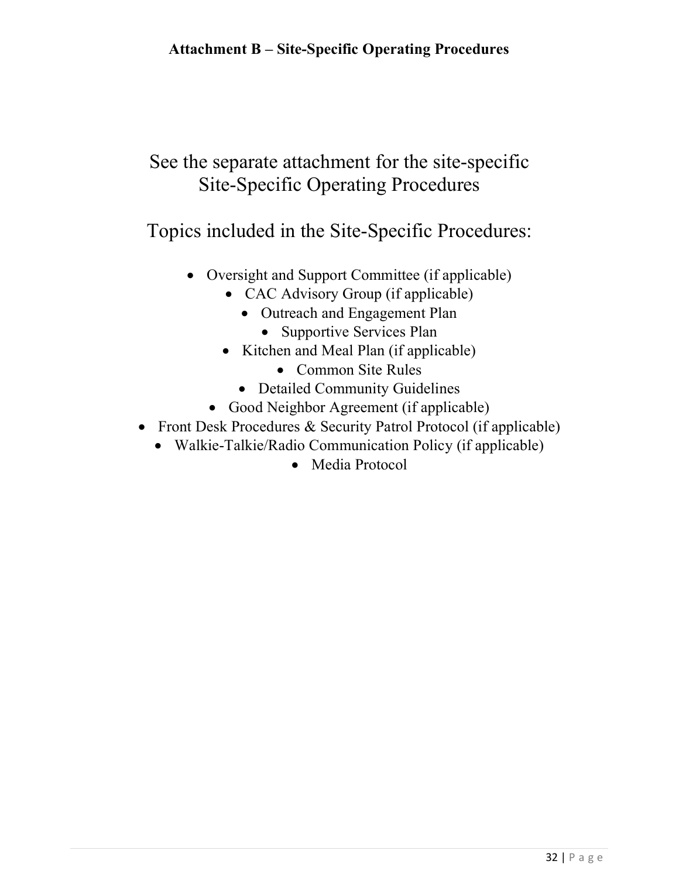# Attachment B – Site-Specific Operating Procedures

See the separate attachment for the site-specific Site-Specific Operating Procedures

Topics included in the Site-Specific Procedures:

- Oversight and Support Committee (if applicable)
- CAC Advisory Group (if applicable)
- Outreach and Engagement Plan
- Supportive Services Plan
- Kitchen and Meal Plan (if applicable)
- Common Site Rules
- Detailed Community Guidelines
- Good Neighbor Agreement (if applicable)
- Front Desk Procedures & Security Patrol Protocol (if applicable)
- Walkie-Talkie/Radio Communication Policy (if applicable)
- Media Protocol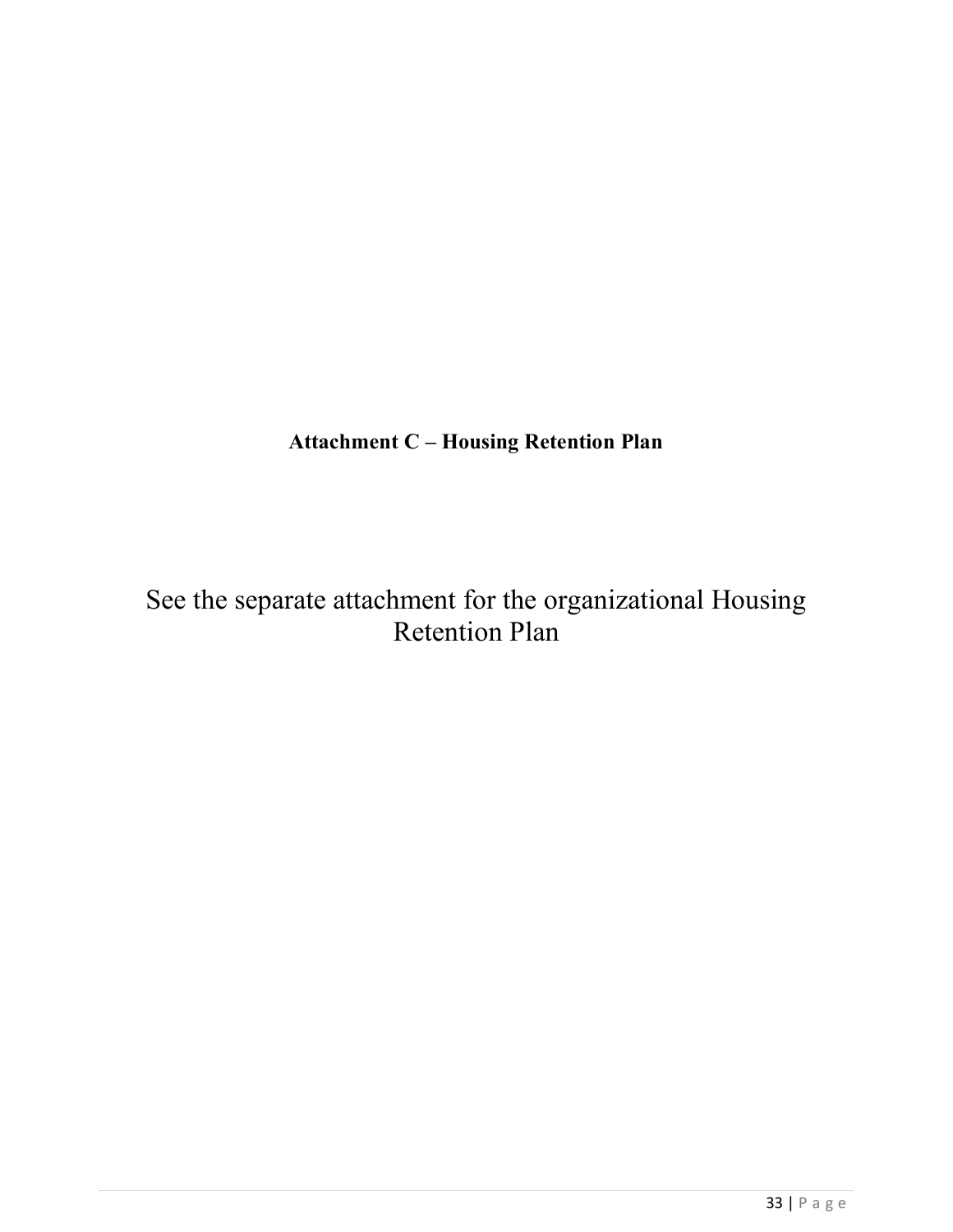**Attachment C – Housing Retention Plan**

See the separate attachment for the organizational Housing Retention Plan